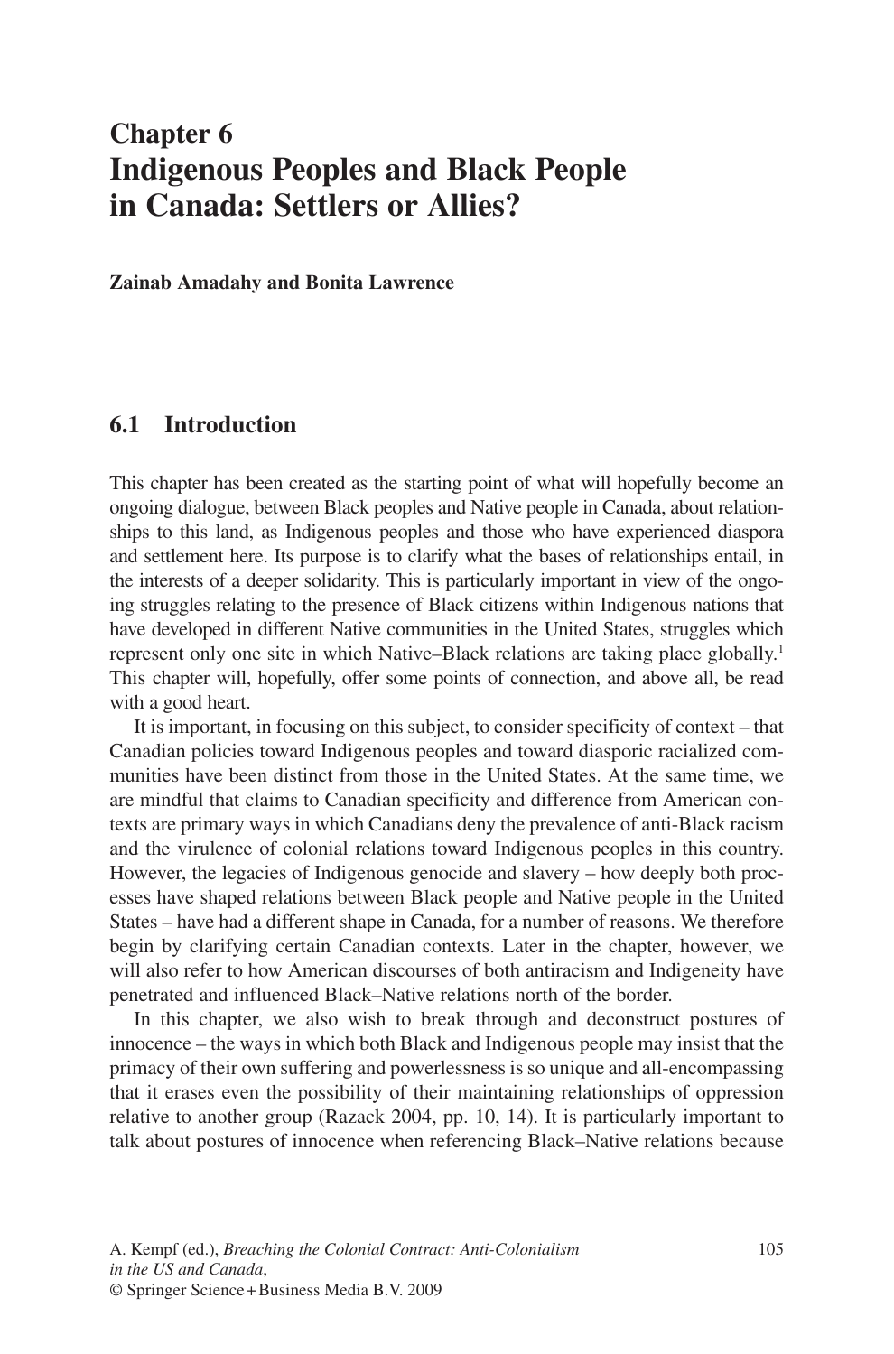# Chapter 6
# Indigenous Peoples and Black People in Canada: Settlers or Allies?

**Zainab Amadahy and Bonita Lawrence**

## 6.1 Introduction

This chapter has been created as the starting point of what will hopefully become an ongoing dialogue, between Black peoples and Native people in Canada, about relationships to this land, as Indigenous peoples and those who have experienced diaspora and settlement here. Its purpose is to clarify what the bases of relationships entail, in the interests of a deeper solidarity. This is particularly important in view of the ongoing struggles relating to the presence of Black citizens within Indigenous nations that have developed in different Native communities in the United States, struggles which represent only one site in which Native–Black relations are taking place globally.[1] This chapter will, hopefully, offer some points of connection, and above all, be read with a good heart.

It is important, in focusing on this subject, to consider specificity of context – that Canadian policies toward Indigenous peoples and toward diasporic racialized communities have been distinct from those in the United States. At the same time, we are mindful that claims to Canadian specificity and difference from American contexts are primary ways in which Canadians deny the prevalence of anti-Black racism and the virulence of colonial relations toward Indigenous peoples in this country. However, the legacies of Indigenous genocide and slavery – how deeply both processes have shaped relations between Black people and Native people in the United States – have had a different shape in Canada, for a number of reasons. We therefore begin by clarifying certain Canadian contexts. Later in the chapter, however, we will also refer to how American discourses of both antiracism and Indigeneity have penetrated and influenced Black–Native relations north of the border.

In this chapter, we also wish to break through and deconstruct postures of innocence – the ways in which both Black and Indigenous people may insist that the primacy of their own suffering and powerlessness is so unique and all-encompassing that it erases even the possibility of their maintaining relationships of oppression relative to another group (Razack 2004, pp. 10, 14). It is particularly important to talk about postures of innocence when referencing Black–Native relations because

A. Kempf (ed.), *Breaching the Colonial Contract: Anti-Colonialism in the US and Canada*,
© Springer Science+Business Media B.V. 2009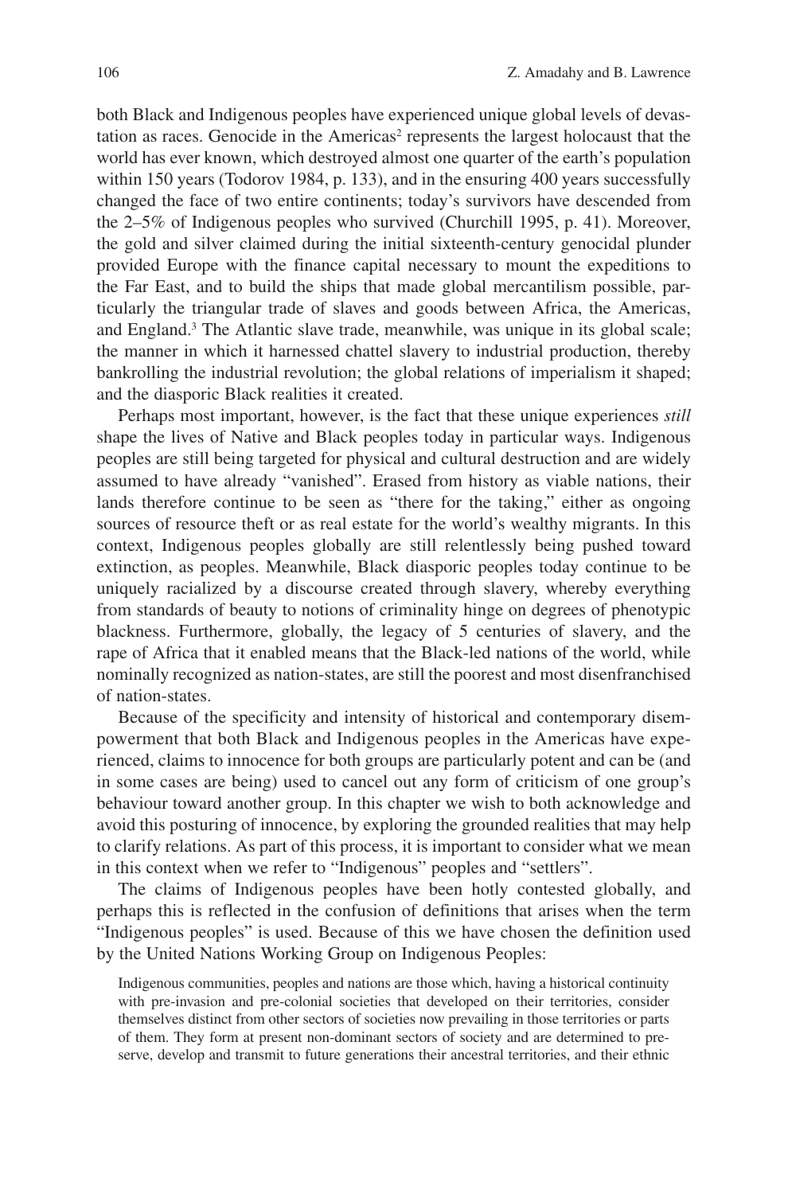both Black and Indigenous peoples have experienced unique global levels of devastation as races. Genocide in the Americas[2] represents the largest holocaust that the world has ever known, which destroyed almost one quarter of the earth's population within 150 years (Todorov 1984, p. 133), and in the ensuring 400 years successfully changed the face of two entire continents; today's survivors have descended from the 2–5% of Indigenous peoples who survived (Churchill 1995, p. 41). Moreover, the gold and silver claimed during the initial sixteenth-century genocidal plunder provided Europe with the finance capital necessary to mount the expeditions to the Far East, and to build the ships that made global mercantilism possible, particularly the triangular trade of slaves and goods between Africa, the Americas, and England.[3] The Atlantic slave trade, meanwhile, was unique in its global scale; the manner in which it harnessed chattel slavery to industrial production, thereby bankrolling the industrial revolution; the global relations of imperialism it shaped; and the diasporic Black realities it created.

Perhaps most important, however, is the fact that these unique experiences *still* shape the lives of Native and Black peoples today in particular ways. Indigenous peoples are still being targeted for physical and cultural destruction and are widely assumed to have already "vanished". Erased from history as viable nations, their lands therefore continue to be seen as "there for the taking," either as ongoing sources of resource theft or as real estate for the world's wealthy migrants. In this context, Indigenous peoples globally are still relentlessly being pushed toward extinction, as peoples. Meanwhile, Black diasporic peoples today continue to be uniquely racialized by a discourse created through slavery, whereby everything from standards of beauty to notions of criminality hinge on degrees of phenotypic blackness. Furthermore, globally, the legacy of 5 centuries of slavery, and the rape of Africa that it enabled means that the Black-led nations of the world, while nominally recognized as nation-states, are still the poorest and most disenfranchised of nation-states.

Because of the specificity and intensity of historical and contemporary disempowerment that both Black and Indigenous peoples in the Americas have experienced, claims to innocence for both groups are particularly potent and can be (and in some cases are being) used to cancel out any form of criticism of one group's behaviour toward another group. In this chapter we wish to both acknowledge and avoid this posturing of innocence, by exploring the grounded realities that may help to clarify relations. As part of this process, it is important to consider what we mean in this context when we refer to "Indigenous" peoples and "settlers".

The claims of Indigenous peoples have been hotly contested globally, and perhaps this is reflected in the confusion of definitions that arises when the term "Indigenous peoples" is used. Because of this we have chosen the definition used by the United Nations Working Group on Indigenous Peoples:

> Indigenous communities, peoples and nations are those which, having a historical continuity with pre-invasion and pre-colonial societies that developed on their territories, consider themselves distinct from other sectors of societies now prevailing in those territories or parts of them. They form at present non-dominant sectors of society and are determined to preserve, develop and transmit to future generations their ancestral territories, and their ethnic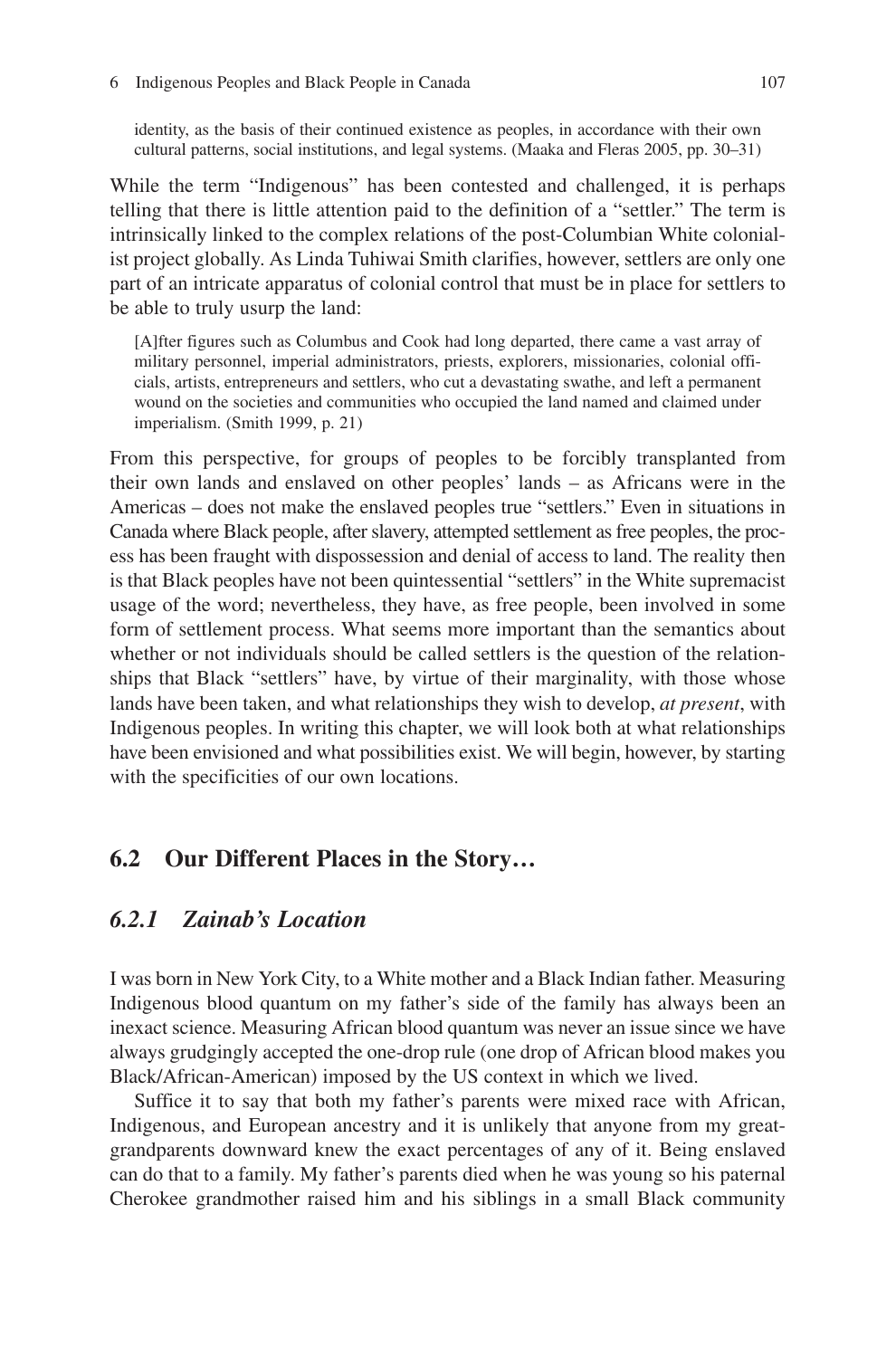identity, as the basis of their continued existence as peoples, in accordance with their own cultural patterns, social institutions, and legal systems. (Maaka and Fleras 2005, pp. 30–31)

While the term "Indigenous" has been contested and challenged, it is perhaps telling that there is little attention paid to the definition of a "settler." The term is intrinsically linked to the complex relations of the post-Columbian White colonialist project globally. As Linda Tuhiwai Smith clarifies, however, settlers are only one part of an intricate apparatus of colonial control that must be in place for settlers to be able to truly usurp the land:

> [A]fter figures such as Columbus and Cook had long departed, there came a vast array of military personnel, imperial administrators, priests, explorers, missionaries, colonial officials, artists, entrepreneurs and settlers, who cut a devastating swathe, and left a permanent wound on the societies and communities who occupied the land named and claimed under imperialism. (Smith 1999, p. 21)

From this perspective, for groups of peoples to be forcibly transplanted from their own lands and enslaved on other peoples' lands – as Africans were in the Americas – does not make the enslaved peoples true "settlers." Even in situations in Canada where Black people, after slavery, attempted settlement as free peoples, the process has been fraught with dispossession and denial of access to land. The reality then is that Black peoples have not been quintessential "settlers" in the White supremacist usage of the word; nevertheless, they have, as free people, been involved in some form of settlement process. What seems more important than the semantics about whether or not individuals should be called settlers is the question of the relationships that Black "settlers" have, by virtue of their marginality, with those whose lands have been taken, and what relationships they wish to develop, *at present*, with Indigenous peoples. In writing this chapter, we will look both at what relationships have been envisioned and what possibilities exist. We will begin, however, by starting with the specificities of our own locations.

## 6.2 Our Different Places in the Story…

### *6.2.1 Zainab's Location*

I was born in New York City, to a White mother and a Black Indian father. Measuring Indigenous blood quantum on my father's side of the family has always been an inexact science. Measuring African blood quantum was never an issue since we have always grudgingly accepted the one-drop rule (one drop of African blood makes you Black/African-American) imposed by the US context in which we lived.

Suffice it to say that both my father's parents were mixed race with African, Indigenous, and European ancestry and it is unlikely that anyone from my great-grandparents downward knew the exact percentages of any of it. Being enslaved can do that to a family. My father's parents died when he was young so his paternal Cherokee grandmother raised him and his siblings in a small Black community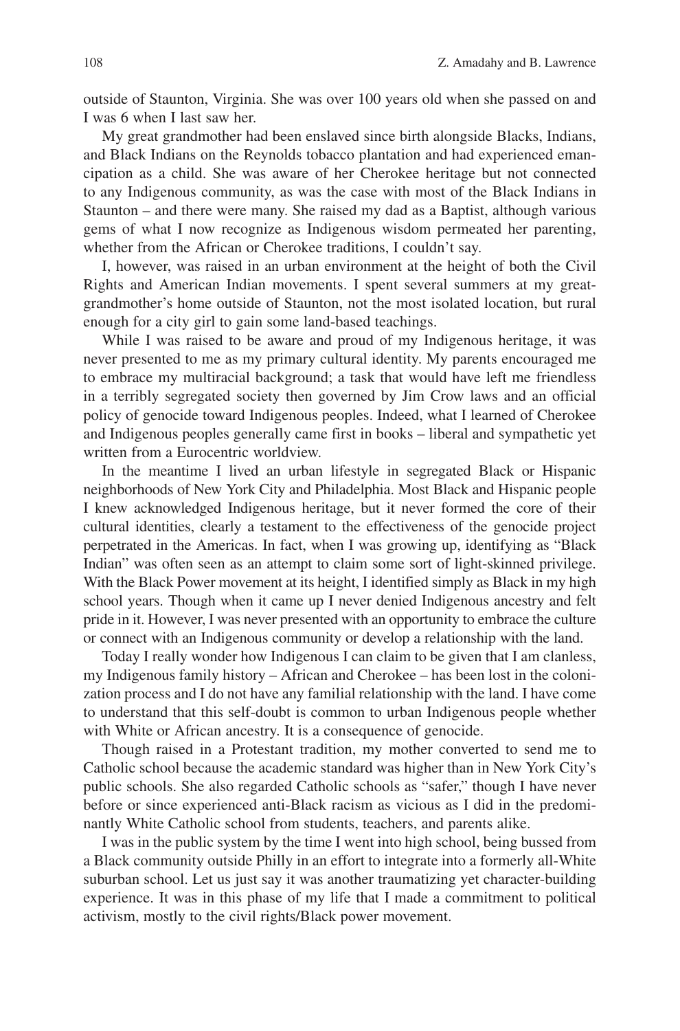outside of Staunton, Virginia. She was over 100 years old when she passed on and I was 6 when I last saw her.

My great grandmother had been enslaved since birth alongside Blacks, Indians, and Black Indians on the Reynolds tobacco plantation and had experienced emancipation as a child. She was aware of her Cherokee heritage but not connected to any Indigenous community, as was the case with most of the Black Indians in Staunton – and there were many. She raised my dad as a Baptist, although various gems of what I now recognize as Indigenous wisdom permeated her parenting, whether from the African or Cherokee traditions, I couldn't say.

I, however, was raised in an urban environment at the height of both the Civil Rights and American Indian movements. I spent several summers at my great-grandmother's home outside of Staunton, not the most isolated location, but rural enough for a city girl to gain some land-based teachings.

While I was raised to be aware and proud of my Indigenous heritage, it was never presented to me as my primary cultural identity. My parents encouraged me to embrace my multiracial background; a task that would have left me friendless in a terribly segregated society then governed by Jim Crow laws and an official policy of genocide toward Indigenous peoples. Indeed, what I learned of Cherokee and Indigenous peoples generally came first in books – liberal and sympathetic yet written from a Eurocentric worldview.

In the meantime I lived an urban lifestyle in segregated Black or Hispanic neighborhoods of New York City and Philadelphia. Most Black and Hispanic people I knew acknowledged Indigenous heritage, but it never formed the core of their cultural identities, clearly a testament to the effectiveness of the genocide project perpetrated in the Americas. In fact, when I was growing up, identifying as "Black Indian" was often seen as an attempt to claim some sort of light-skinned privilege. With the Black Power movement at its height, I identified simply as Black in my high school years. Though when it came up I never denied Indigenous ancestry and felt pride in it. However, I was never presented with an opportunity to embrace the culture or connect with an Indigenous community or develop a relationship with the land.

Today I really wonder how Indigenous I can claim to be given that I am clanless, my Indigenous family history – African and Cherokee – has been lost in the colonization process and I do not have any familial relationship with the land. I have come to understand that this self-doubt is common to urban Indigenous people whether with White or African ancestry. It is a consequence of genocide.

Though raised in a Protestant tradition, my mother converted to send me to Catholic school because the academic standard was higher than in New York City's public schools. She also regarded Catholic schools as "safer," though I have never before or since experienced anti-Black racism as vicious as I did in the predominantly White Catholic school from students, teachers, and parents alike.

I was in the public system by the time I went into high school, being bussed from a Black community outside Philly in an effort to integrate into a formerly all-White suburban school. Let us just say it was another traumatizing yet character-building experience. It was in this phase of my life that I made a commitment to political activism, mostly to the civil rights/Black power movement.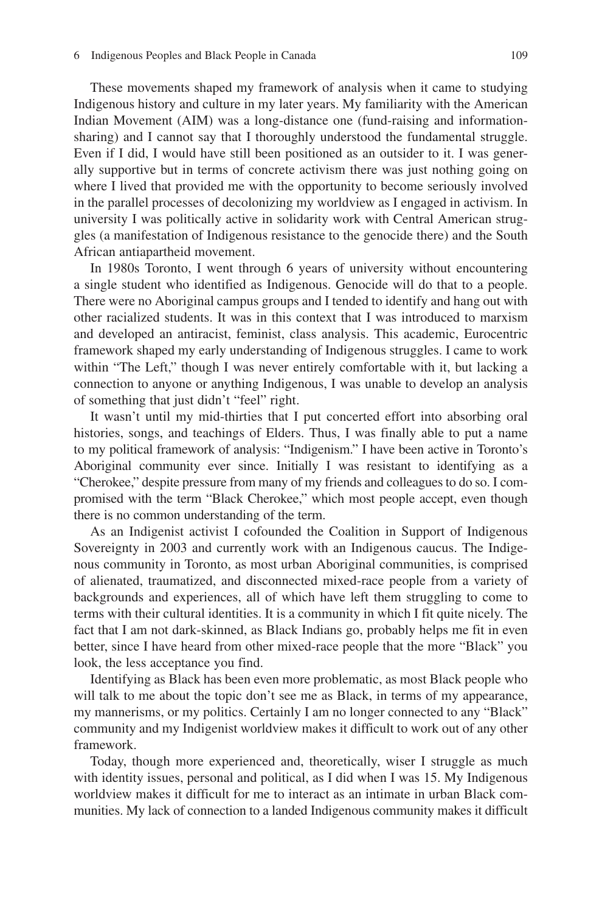These movements shaped my framework of analysis when it came to studying Indigenous history and culture in my later years. My familiarity with the American Indian Movement (AIM) was a long-distance one (fund-raising and information-sharing) and I cannot say that I thoroughly understood the fundamental struggle. Even if I did, I would have still been positioned as an outsider to it. I was generally supportive but in terms of concrete activism there was just nothing going on where I lived that provided me with the opportunity to become seriously involved in the parallel processes of decolonizing my worldview as I engaged in activism. In university I was politically active in solidarity work with Central American struggles (a manifestation of Indigenous resistance to the genocide there) and the South African antiapartheid movement.

In 1980s Toronto, I went through 6 years of university without encountering a single student who identified as Indigenous. Genocide will do that to a people. There were no Aboriginal campus groups and I tended to identify and hang out with other racialized students. It was in this context that I was introduced to marxism and developed an antiracist, feminist, class analysis. This academic, Eurocentric framework shaped my early understanding of Indigenous struggles. I came to work within "The Left," though I was never entirely comfortable with it, but lacking a connection to anyone or anything Indigenous, I was unable to develop an analysis of something that just didn't "feel" right.

It wasn't until my mid-thirties that I put concerted effort into absorbing oral histories, songs, and teachings of Elders. Thus, I was finally able to put a name to my political framework of analysis: "Indigenism." I have been active in Toronto's Aboriginal community ever since. Initially I was resistant to identifying as a "Cherokee," despite pressure from many of my friends and colleagues to do so. I compromised with the term "Black Cherokee," which most people accept, even though there is no common understanding of the term.

As an Indigenist activist I cofounded the Coalition in Support of Indigenous Sovereignty in 2003 and currently work with an Indigenous caucus. The Indigenous community in Toronto, as most urban Aboriginal communities, is comprised of alienated, traumatized, and disconnected mixed-race people from a variety of backgrounds and experiences, all of which have left them struggling to come to terms with their cultural identities. It is a community in which I fit quite nicely. The fact that I am not dark-skinned, as Black Indians go, probably helps me fit in even better, since I have heard from other mixed-race people that the more "Black" you look, the less acceptance you find.

Identifying as Black has been even more problematic, as most Black people who will talk to me about the topic don't see me as Black, in terms of my appearance, my mannerisms, or my politics. Certainly I am no longer connected to any "Black" community and my Indigenist worldview makes it difficult to work out of any other framework.

Today, though more experienced and, theoretically, wiser I struggle as much with identity issues, personal and political, as I did when I was 15. My Indigenous worldview makes it difficult for me to interact as an intimate in urban Black communities. My lack of connection to a landed Indigenous community makes it difficult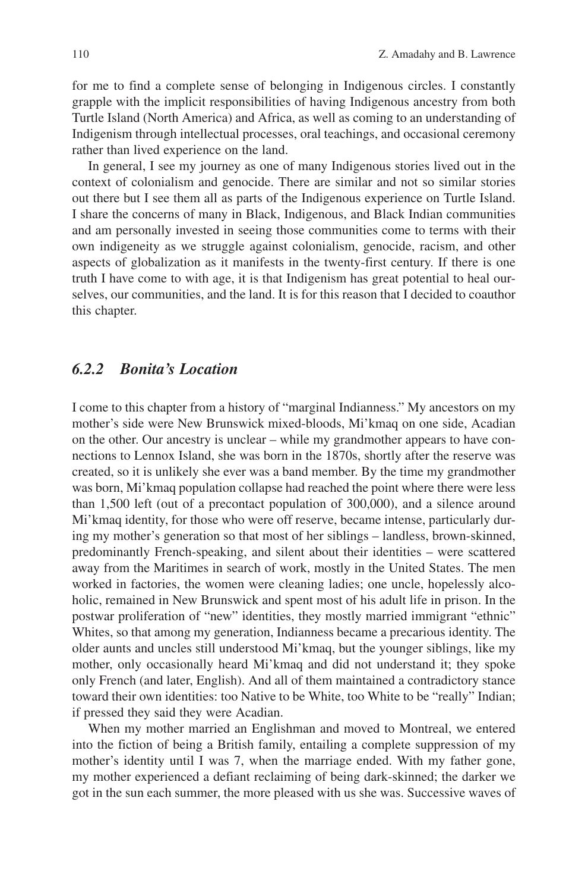for me to find a complete sense of belonging in Indigenous circles. I constantly grapple with the implicit responsibilities of having Indigenous ancestry from both Turtle Island (North America) and Africa, as well as coming to an understanding of Indigenism through intellectual processes, oral teachings, and occasional ceremony rather than lived experience on the land.

In general, I see my journey as one of many Indigenous stories lived out in the context of colonialism and genocide. There are similar and not so similar stories out there but I see them all as parts of the Indigenous experience on Turtle Island. I share the concerns of many in Black, Indigenous, and Black Indian communities and am personally invested in seeing those communities come to terms with their own indigeneity as we struggle against colonialism, genocide, racism, and other aspects of globalization as it manifests in the twenty-first century. If there is one truth I have come to with age, it is that Indigenism has great potential to heal ourselves, our communities, and the land. It is for this reason that I decided to coauthor this chapter.

### *6.2.2 Bonita's Location*

I come to this chapter from a history of "marginal Indianness." My ancestors on my mother's side were New Brunswick mixed-bloods, Mi'kmaq on one side, Acadian on the other. Our ancestry is unclear – while my grandmother appears to have connections to Lennox Island, she was born in the 1870s, shortly after the reserve was created, so it is unlikely she ever was a band member. By the time my grandmother was born, Mi'kmaq population collapse had reached the point where there were less than 1,500 left (out of a precontact population of 300,000), and a silence around Mi'kmaq identity, for those who were off reserve, became intense, particularly during my mother's generation so that most of her siblings – landless, brown-skinned, predominantly French-speaking, and silent about their identities – were scattered away from the Maritimes in search of work, mostly in the United States. The men worked in factories, the women were cleaning ladies; one uncle, hopelessly alcoholic, remained in New Brunswick and spent most of his adult life in prison. In the postwar proliferation of "new" identities, they mostly married immigrant "ethnic" Whites, so that among my generation, Indianness became a precarious identity. The older aunts and uncles still understood Mi'kmaq, but the younger siblings, like my mother, only occasionally heard Mi'kmaq and did not understand it; they spoke only French (and later, English). And all of them maintained a contradictory stance toward their own identities: too Native to be White, too White to be "really" Indian; if pressed they said they were Acadian.

When my mother married an Englishman and moved to Montreal, we entered into the fiction of being a British family, entailing a complete suppression of my mother's identity until I was 7, when the marriage ended. With my father gone, my mother experienced a defiant reclaiming of being dark-skinned; the darker we got in the sun each summer, the more pleased with us she was. Successive waves of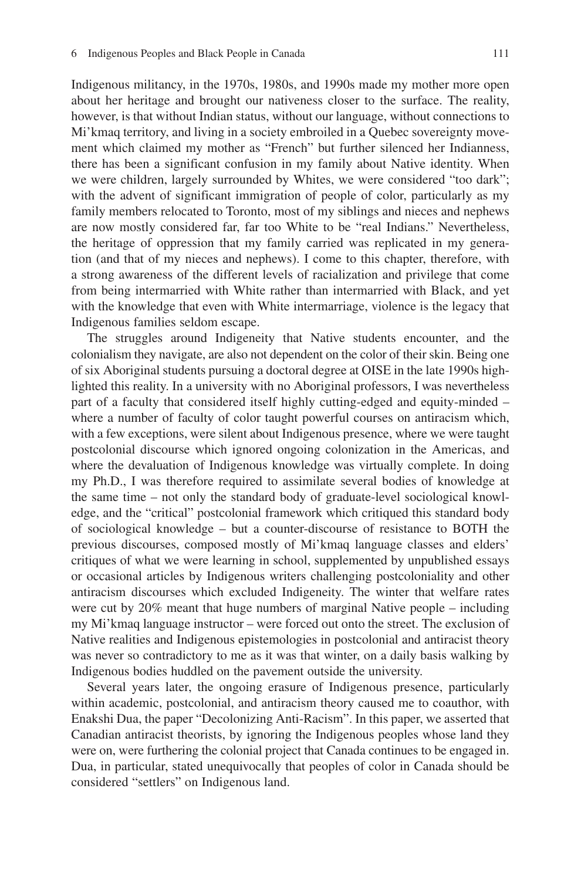Indigenous militancy, in the 1970s, 1980s, and 1990s made my mother more open about her heritage and brought our nativeness closer to the surface. The reality, however, is that without Indian status, without our language, without connections to Mi'kmaq territory, and living in a society embroiled in a Quebec sovereignty movement which claimed my mother as "French" but further silenced her Indianness, there has been a significant confusion in my family about Native identity. When we were children, largely surrounded by Whites, we were considered "too dark"; with the advent of significant immigration of people of color, particularly as my family members relocated to Toronto, most of my siblings and nieces and nephews are now mostly considered far, far too White to be "real Indians." Nevertheless, the heritage of oppression that my family carried was replicated in my generation (and that of my nieces and nephews). I come to this chapter, therefore, with a strong awareness of the different levels of racialization and privilege that come from being intermarried with White rather than intermarried with Black, and yet with the knowledge that even with White intermarriage, violence is the legacy that Indigenous families seldom escape.

The struggles around Indigeneity that Native students encounter, and the colonialism they navigate, are also not dependent on the color of their skin. Being one of six Aboriginal students pursuing a doctoral degree at OISE in the late 1990s highlighted this reality. In a university with no Aboriginal professors, I was nevertheless part of a faculty that considered itself highly cutting-edged and equity-minded – where a number of faculty of color taught powerful courses on antiracism which, with a few exceptions, were silent about Indigenous presence, where we were taught postcolonial discourse which ignored ongoing colonization in the Americas, and where the devaluation of Indigenous knowledge was virtually complete. In doing my Ph.D., I was therefore required to assimilate several bodies of knowledge at the same time – not only the standard body of graduate-level sociological knowledge, and the "critical" postcolonial framework which critiqued this standard body of sociological knowledge – but a counter-discourse of resistance to BOTH the previous discourses, composed mostly of Mi'kmaq language classes and elders' critiques of what we were learning in school, supplemented by unpublished essays or occasional articles by Indigenous writers challenging postcoloniality and other antiracism discourses which excluded Indigeneity. The winter that welfare rates were cut by 20% meant that huge numbers of marginal Native people – including my Mi'kmaq language instructor – were forced out onto the street. The exclusion of Native realities and Indigenous epistemologies in postcolonial and antiracist theory was never so contradictory to me as it was that winter, on a daily basis walking by Indigenous bodies huddled on the pavement outside the university.

Several years later, the ongoing erasure of Indigenous presence, particularly within academic, postcolonial, and antiracism theory caused me to coauthor, with Enakshi Dua, the paper "Decolonizing Anti-Racism". In this paper, we asserted that Canadian antiracist theorists, by ignoring the Indigenous peoples whose land they were on, were furthering the colonial project that Canada continues to be engaged in. Dua, in particular, stated unequivocally that peoples of color in Canada should be considered "settlers" on Indigenous land.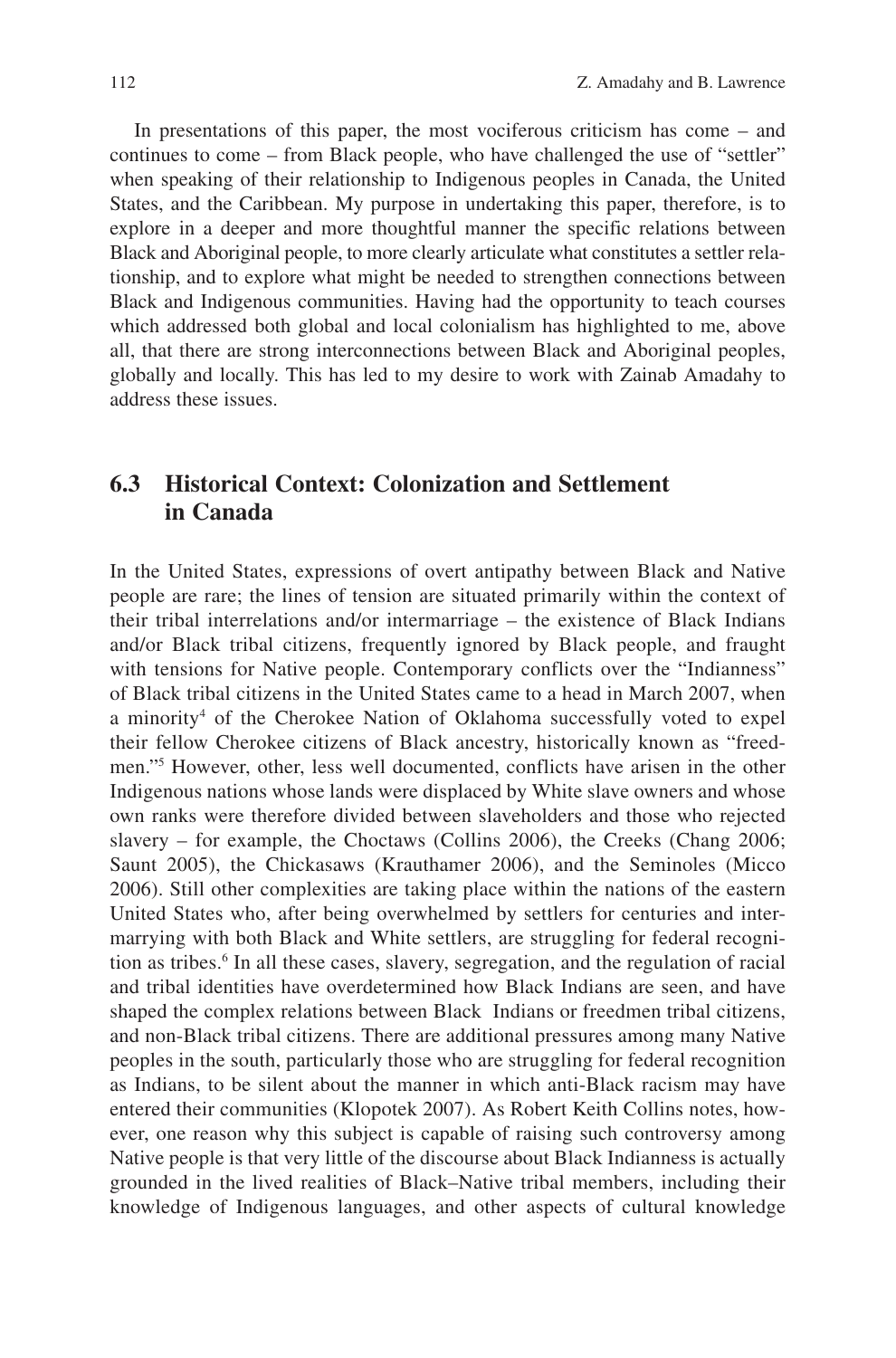In presentations of this paper, the most vociferous criticism has come – and continues to come – from Black people, who have challenged the use of "settler" when speaking of their relationship to Indigenous peoples in Canada, the United States, and the Caribbean. My purpose in undertaking this paper, therefore, is to explore in a deeper and more thoughtful manner the specific relations between Black and Aboriginal people, to more clearly articulate what constitutes a settler relationship, and to explore what might be needed to strengthen connections between Black and Indigenous communities. Having had the opportunity to teach courses which addressed both global and local colonialism has highlighted to me, above all, that there are strong interconnections between Black and Aboriginal peoples, globally and locally. This has led to my desire to work with Zainab Amadahy to address these issues.

## 6.3 Historical Context: Colonization and Settlement in Canada

In the United States, expressions of overt antipathy between Black and Native people are rare; the lines of tension are situated primarily within the context of their tribal interrelations and/or intermarriage – the existence of Black Indians and/or Black tribal citizens, frequently ignored by Black people, and fraught with tensions for Native people. Contemporary conflicts over the "Indianness" of Black tribal citizens in the United States came to a head in March 2007, when a minority[4] of the Cherokee Nation of Oklahoma successfully voted to expel their fellow Cherokee citizens of Black ancestry, historically known as "freedmen."[5] However, other, less well documented, conflicts have arisen in the other Indigenous nations whose lands were displaced by White slave owners and whose own ranks were therefore divided between slaveholders and those who rejected slavery – for example, the Choctaws (Collins 2006), the Creeks (Chang 2006; Saunt 2005), the Chickasaws (Krauthamer 2006), and the Seminoles (Micco 2006). Still other complexities are taking place within the nations of the eastern United States who, after being overwhelmed by settlers for centuries and intermarrying with both Black and White settlers, are struggling for federal recognition as tribes.[6] In all these cases, slavery, segregation, and the regulation of racial and tribal identities have overdetermined how Black Indians are seen, and have shaped the complex relations between Black Indians or freedmen tribal citizens, and non-Black tribal citizens. There are additional pressures among many Native peoples in the south, particularly those who are struggling for federal recognition as Indians, to be silent about the manner in which anti-Black racism may have entered their communities (Klopotek 2007). As Robert Keith Collins notes, however, one reason why this subject is capable of raising such controversy among Native people is that very little of the discourse about Black Indianness is actually grounded in the lived realities of Black–Native tribal members, including their knowledge of Indigenous languages, and other aspects of cultural knowledge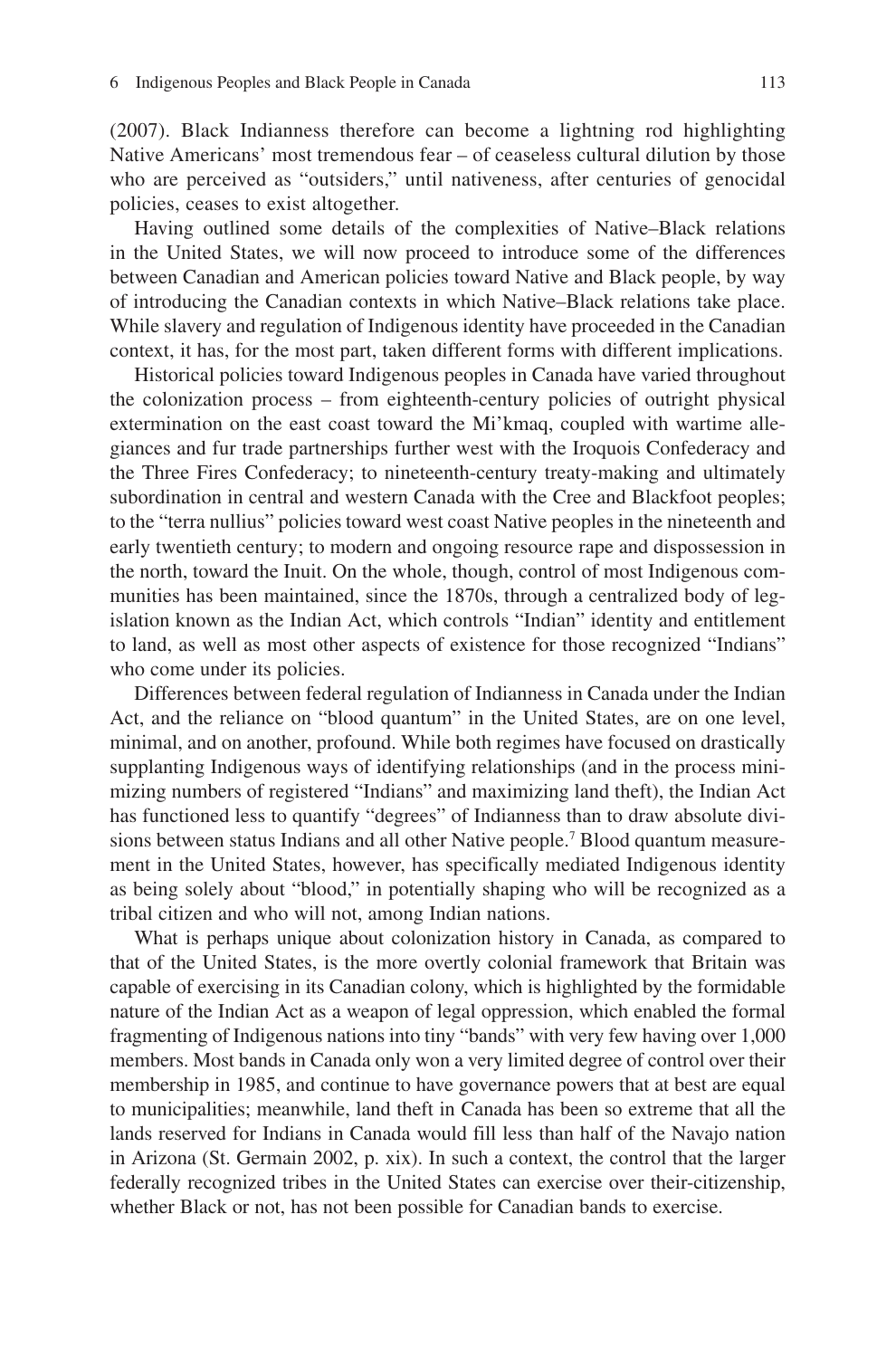(2007). Black Indianness therefore can become a lightning rod highlighting Native Americans' most tremendous fear – of ceaseless cultural dilution by those who are perceived as "outsiders," until nativeness, after centuries of genocidal policies, ceases to exist altogether.

Having outlined some details of the complexities of Native–Black relations in the United States, we will now proceed to introduce some of the differences between Canadian and American policies toward Native and Black people, by way of introducing the Canadian contexts in which Native–Black relations take place. While slavery and regulation of Indigenous identity have proceeded in the Canadian context, it has, for the most part, taken different forms with different implications.

Historical policies toward Indigenous peoples in Canada have varied throughout the colonization process – from eighteenth-century policies of outright physical extermination on the east coast toward the Mi'kmaq, coupled with wartime allegiances and fur trade partnerships further west with the Iroquois Confederacy and the Three Fires Confederacy; to nineteenth-century treaty-making and ultimately subordination in central and western Canada with the Cree and Blackfoot peoples; to the "terra nullius" policies toward west coast Native peoples in the nineteenth and early twentieth century; to modern and ongoing resource rape and dispossession in the north, toward the Inuit. On the whole, though, control of most Indigenous communities has been maintained, since the 1870s, through a centralized body of legislation known as the Indian Act, which controls "Indian" identity and entitlement to land, as well as most other aspects of existence for those recognized "Indians" who come under its policies.

Differences between federal regulation of Indianness in Canada under the Indian Act, and the reliance on "blood quantum" in the United States, are on one level, minimal, and on another, profound. While both regimes have focused on drastically supplanting Indigenous ways of identifying relationships (and in the process minimizing numbers of registered "Indians" and maximizing land theft), the Indian Act has functioned less to quantify "degrees" of Indianness than to draw absolute divisions between status Indians and all other Native people.[7] Blood quantum measurement in the United States, however, has specifically mediated Indigenous identity as being solely about "blood," in potentially shaping who will be recognized as a tribal citizen and who will not, among Indian nations.

What is perhaps unique about colonization history in Canada, as compared to that of the United States, is the more overtly colonial framework that Britain was capable of exercising in its Canadian colony, which is highlighted by the formidable nature of the Indian Act as a weapon of legal oppression, which enabled the formal fragmenting of Indigenous nations into tiny "bands" with very few having over 1,000 members. Most bands in Canada only won a very limited degree of control over their membership in 1985, and continue to have governance powers that at best are equal to municipalities; meanwhile, land theft in Canada has been so extreme that all the lands reserved for Indians in Canada would fill less than half of the Navajo nation in Arizona (St. Germain 2002, p. xix). In such a context, the control that the larger federally recognized tribes in the United States can exercise over their-citizenship, whether Black or not, has not been possible for Canadian bands to exercise.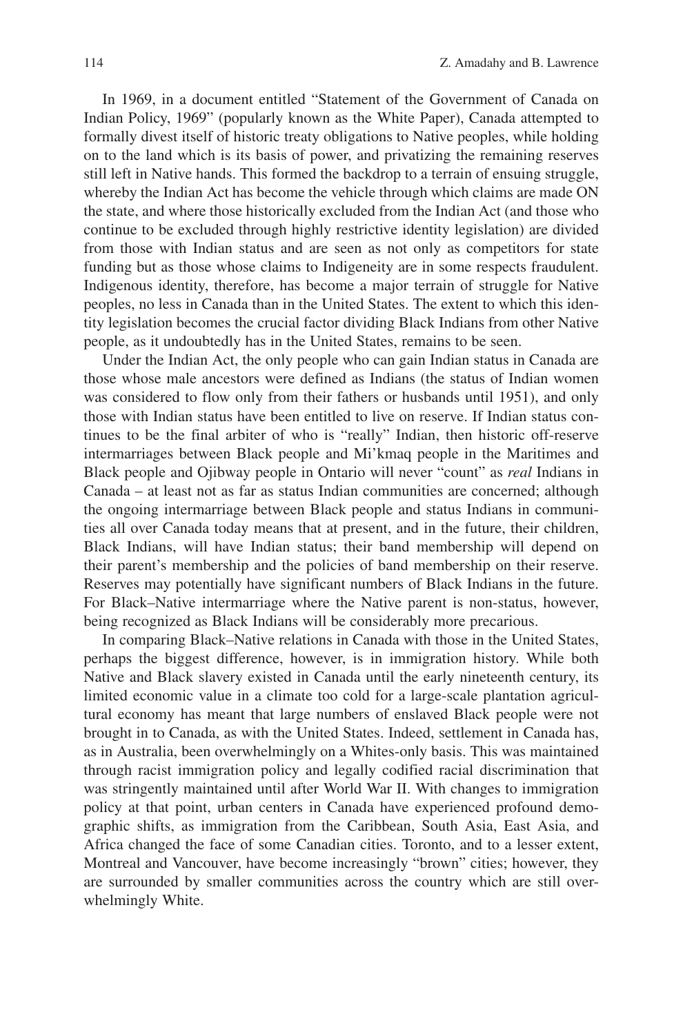In 1969, in a document entitled "Statement of the Government of Canada on Indian Policy, 1969" (popularly known as the White Paper), Canada attempted to formally divest itself of historic treaty obligations to Native peoples, while holding on to the land which is its basis of power, and privatizing the remaining reserves still left in Native hands. This formed the backdrop to a terrain of ensuing struggle, whereby the Indian Act has become the vehicle through which claims are made ON the state, and where those historically excluded from the Indian Act (and those who continue to be excluded through highly restrictive identity legislation) are divided from those with Indian status and are seen as not only as competitors for state funding but as those whose claims to Indigeneity are in some respects fraudulent. Indigenous identity, therefore, has become a major terrain of struggle for Native peoples, no less in Canada than in the United States. The extent to which this identity legislation becomes the crucial factor dividing Black Indians from other Native people, as it undoubtedly has in the United States, remains to be seen.

Under the Indian Act, the only people who can gain Indian status in Canada are those whose male ancestors were defined as Indians (the status of Indian women was considered to flow only from their fathers or husbands until 1951), and only those with Indian status have been entitled to live on reserve. If Indian status continues to be the final arbiter of who is "really" Indian, then historic off-reserve intermarriages between Black people and Mi'kmaq people in the Maritimes and Black people and Ojibway people in Ontario will never "count" as *real* Indians in Canada – at least not as far as status Indian communities are concerned; although the ongoing intermarriage between Black people and status Indians in communities all over Canada today means that at present, and in the future, their children, Black Indians, will have Indian status; their band membership will depend on their parent's membership and the policies of band membership on their reserve. Reserves may potentially have significant numbers of Black Indians in the future. For Black–Native intermarriage where the Native parent is non-status, however, being recognized as Black Indians will be considerably more precarious.

In comparing Black–Native relations in Canada with those in the United States, perhaps the biggest difference, however, is in immigration history. While both Native and Black slavery existed in Canada until the early nineteenth century, its limited economic value in a climate too cold for a large-scale plantation agricultural economy has meant that large numbers of enslaved Black people were not brought in to Canada, as with the United States. Indeed, settlement in Canada has, as in Australia, been overwhelmingly on a Whites-only basis. This was maintained through racist immigration policy and legally codified racial discrimination that was stringently maintained until after World War II. With changes to immigration policy at that point, urban centers in Canada have experienced profound demographic shifts, as immigration from the Caribbean, South Asia, East Asia, and Africa changed the face of some Canadian cities. Toronto, and to a lesser extent, Montreal and Vancouver, have become increasingly "brown" cities; however, they are surrounded by smaller communities across the country which are still overwhelmingly White.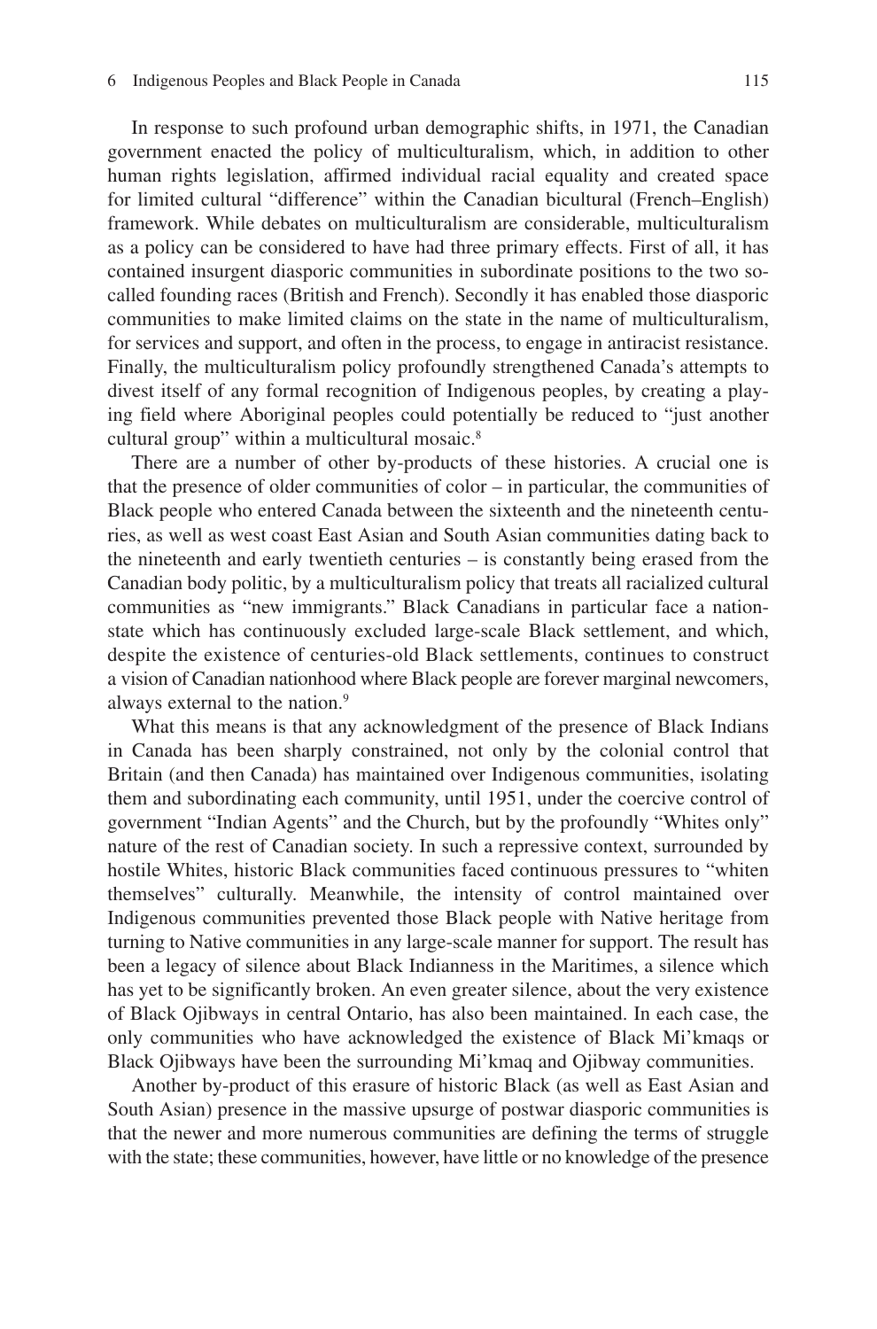In response to such profound urban demographic shifts, in 1971, the Canadian government enacted the policy of multiculturalism, which, in addition to other human rights legislation, affirmed individual racial equality and created space for limited cultural "difference" within the Canadian bicultural (French–English) framework. While debates on multiculturalism are considerable, multiculturalism as a policy can be considered to have had three primary effects. First of all, it has contained insurgent diasporic communities in subordinate positions to the two so-called founding races (British and French). Secondly it has enabled those diasporic communities to make limited claims on the state in the name of multiculturalism, for services and support, and often in the process, to engage in antiracist resistance. Finally, the multiculturalism policy profoundly strengthened Canada's attempts to divest itself of any formal recognition of Indigenous peoples, by creating a playing field where Aboriginal peoples could potentially be reduced to "just another cultural group" within a multicultural mosaic.[8]

There are a number of other by-products of these histories. A crucial one is that the presence of older communities of color – in particular, the communities of Black people who entered Canada between the sixteenth and the nineteenth centuries, as well as west coast East Asian and South Asian communities dating back to the nineteenth and early twentieth centuries – is constantly being erased from the Canadian body politic, by a multiculturalism policy that treats all racialized cultural communities as "new immigrants." Black Canadians in particular face a nation-state which has continuously excluded large-scale Black settlement, and which, despite the existence of centuries-old Black settlements, continues to construct a vision of Canadian nationhood where Black people are forever marginal newcomers, always external to the nation.[9]

What this means is that any acknowledgment of the presence of Black Indians in Canada has been sharply constrained, not only by the colonial control that Britain (and then Canada) has maintained over Indigenous communities, isolating them and subordinating each community, until 1951, under the coercive control of government "Indian Agents" and the Church, but by the profoundly "Whites only" nature of the rest of Canadian society. In such a repressive context, surrounded by hostile Whites, historic Black communities faced continuous pressures to "whiten themselves" culturally. Meanwhile, the intensity of control maintained over Indigenous communities prevented those Black people with Native heritage from turning to Native communities in any large-scale manner for support. The result has been a legacy of silence about Black Indianness in the Maritimes, a silence which has yet to be significantly broken. An even greater silence, about the very existence of Black Ojibways in central Ontario, has also been maintained. In each case, the only communities who have acknowledged the existence of Black Mi'kmaqs or Black Ojibways have been the surrounding Mi'kmaq and Ojibway communities.

Another by-product of this erasure of historic Black (as well as East Asian and South Asian) presence in the massive upsurge of postwar diasporic communities is that the newer and more numerous communities are defining the terms of struggle with the state; these communities, however, have little or no knowledge of the presence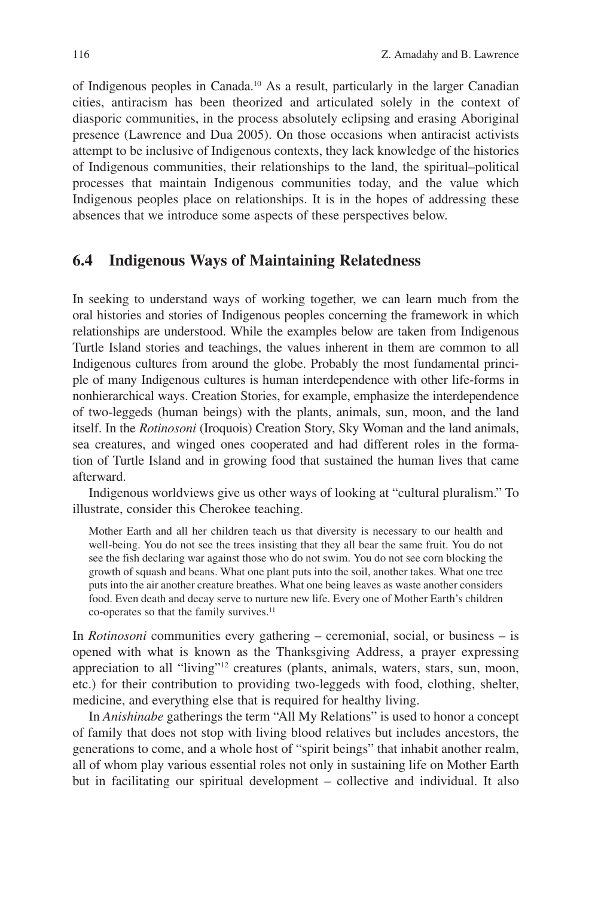of Indigenous peoples in Canada.[10] As a result, particularly in the larger Canadian cities, antiracism has been theorized and articulated solely in the context of diasporic communities, in the process absolutely eclipsing and erasing Aboriginal presence (Lawrence and Dua 2005). On those occasions when antiracist activists attempt to be inclusive of Indigenous contexts, they lack knowledge of the histories of Indigenous communities, their relationships to the land, the spiritual–political processes that maintain Indigenous communities today, and the value which Indigenous peoples place on relationships. It is in the hopes of addressing these absences that we introduce some aspects of these perspectives below.

## 6.4 Indigenous Ways of Maintaining Relatedness

In seeking to understand ways of working together, we can learn much from the oral histories and stories of Indigenous peoples concerning the framework in which relationships are understood. While the examples below are taken from Indigenous Turtle Island stories and teachings, the values inherent in them are common to all Indigenous cultures from around the globe. Probably the most fundamental principle of many Indigenous cultures is human interdependence with other life-forms in nonhierarchical ways. Creation Stories, for example, emphasize the interdependence of two-leggeds (human beings) with the plants, animals, sun, moon, and the land itself. In the *Rotinosoni* (Iroquois) Creation Story, Sky Woman and the land animals, sea creatures, and winged ones cooperated and had different roles in the formation of Turtle Island and in growing food that sustained the human lives that came afterward.

Indigenous worldviews give us other ways of looking at "cultural pluralism." To illustrate, consider this Cherokee teaching.

> Mother Earth and all her children teach us that diversity is necessary to our health and well-being. You do not see the trees insisting that they all bear the same fruit. You do not see the fish declaring war against those who do not swim. You do not see corn blocking the growth of squash and beans. What one plant puts into the soil, another takes. What one tree puts into the air another creature breathes. What one being leaves as waste another considers food. Even death and decay serve to nurture new life. Every one of Mother Earth's children co-operates so that the family survives.[11]

In *Rotinosoni* communities every gathering – ceremonial, social, or business – is opened with what is known as the Thanksgiving Address, a prayer expressing appreciation to all "living"[12] creatures (plants, animals, waters, stars, sun, moon, etc.) for their contribution to providing two-leggeds with food, clothing, shelter, medicine, and everything else that is required for healthy living.

In *Anishinabe* gatherings the term "All My Relations" is used to honor a concept of family that does not stop with living blood relatives but includes ancestors, the generations to come, and a whole host of "spirit beings" that inhabit another realm, all of whom play various essential roles not only in sustaining life on Mother Earth but in facilitating our spiritual development – collective and individual. It also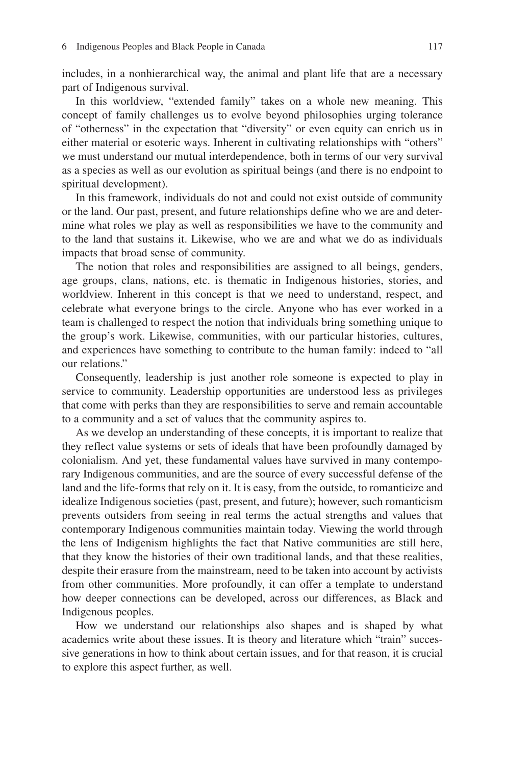includes, in a nonhierarchical way, the animal and plant life that are a necessary part of Indigenous survival.

In this worldview, "extended family" takes on a whole new meaning. This concept of family challenges us to evolve beyond philosophies urging tolerance of "otherness" in the expectation that "diversity" or even equity can enrich us in either material or esoteric ways. Inherent in cultivating relationships with "others" we must understand our mutual interdependence, both in terms of our very survival as a species as well as our evolution as spiritual beings (and there is no endpoint to spiritual development).

In this framework, individuals do not and could not exist outside of community or the land. Our past, present, and future relationships define who we are and determine what roles we play as well as responsibilities we have to the community and to the land that sustains it. Likewise, who we are and what we do as individuals impacts that broad sense of community.

The notion that roles and responsibilities are assigned to all beings, genders, age groups, clans, nations, etc. is thematic in Indigenous histories, stories, and worldview. Inherent in this concept is that we need to understand, respect, and celebrate what everyone brings to the circle. Anyone who has ever worked in a team is challenged to respect the notion that individuals bring something unique to the group's work. Likewise, communities, with our particular histories, cultures, and experiences have something to contribute to the human family: indeed to "all our relations."

Consequently, leadership is just another role someone is expected to play in service to community. Leadership opportunities are understood less as privileges that come with perks than they are responsibilities to serve and remain accountable to a community and a set of values that the community aspires to.

As we develop an understanding of these concepts, it is important to realize that they reflect value systems or sets of ideals that have been profoundly damaged by colonialism. And yet, these fundamental values have survived in many contemporary Indigenous communities, and are the source of every successful defense of the land and the life-forms that rely on it. It is easy, from the outside, to romanticize and idealize Indigenous societies (past, present, and future); however, such romanticism prevents outsiders from seeing in real terms the actual strengths and values that contemporary Indigenous communities maintain today. Viewing the world through the lens of Indigenism highlights the fact that Native communities are still here, that they know the histories of their own traditional lands, and that these realities, despite their erasure from the mainstream, need to be taken into account by activists from other communities. More profoundly, it can offer a template to understand how deeper connections can be developed, across our differences, as Black and Indigenous peoples.

How we understand our relationships also shapes and is shaped by what academics write about these issues. It is theory and literature which "train" successive generations in how to think about certain issues, and for that reason, it is crucial to explore this aspect further, as well.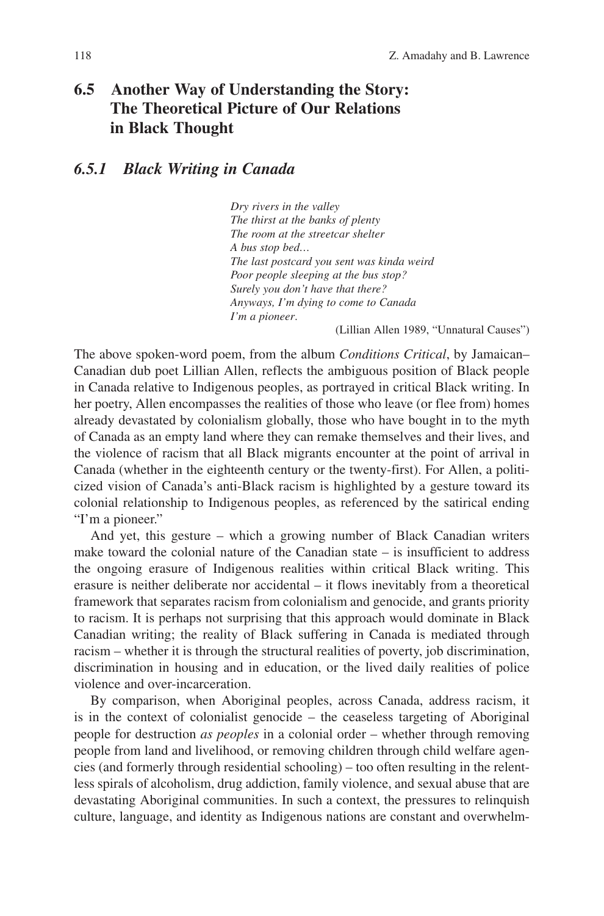## 6.5 Another Way of Understanding the Story: The Theoretical Picture of Our Relations in Black Thought

### 6.5.1 Black Writing in Canada

*Dry rivers in the valley*
*The thirst at the banks of plenty*
*The room at the streetcar shelter*
*A bus stop bed…*
*The last postcard you sent was kinda weird*
*Poor people sleeping at the bus stop?*
*Surely you don't have that there?*
*Anyways, I'm dying to come to Canada*
*I'm a pioneer*.

(Lillian Allen 1989, "Unnatural Causes")

The above spoken-word poem, from the album *Conditions Critical*, by Jamaican–Canadian dub poet Lillian Allen, reflects the ambiguous position of Black people in Canada relative to Indigenous peoples, as portrayed in critical Black writing. In her poetry, Allen encompasses the realities of those who leave (or flee from) homes already devastated by colonialism globally, those who have bought in to the myth of Canada as an empty land where they can remake themselves and their lives, and the violence of racism that all Black migrants encounter at the point of arrival in Canada (whether in the eighteenth century or the twenty-first). For Allen, a politicized vision of Canada's anti-Black racism is highlighted by a gesture toward its colonial relationship to Indigenous peoples, as referenced by the satirical ending "I'm a pioneer."

And yet, this gesture – which a growing number of Black Canadian writers make toward the colonial nature of the Canadian state – is insufficient to address the ongoing erasure of Indigenous realities within critical Black writing. This erasure is neither deliberate nor accidental – it flows inevitably from a theoretical framework that separates racism from colonialism and genocide, and grants priority to racism. It is perhaps not surprising that this approach would dominate in Black Canadian writing; the reality of Black suffering in Canada is mediated through racism – whether it is through the structural realities of poverty, job discrimination, discrimination in housing and in education, or the lived daily realities of police violence and over-incarceration.

By comparison, when Aboriginal peoples, across Canada, address racism, it is in the context of colonialist genocide – the ceaseless targeting of Aboriginal people for destruction *as peoples* in a colonial order – whether through removing people from land and livelihood, or removing children through child welfare agencies (and formerly through residential schooling) – too often resulting in the relentless spirals of alcoholism, drug addiction, family violence, and sexual abuse that are devastating Aboriginal communities. In such a context, the pressures to relinquish culture, language, and identity as Indigenous nations are constant and overwhelm-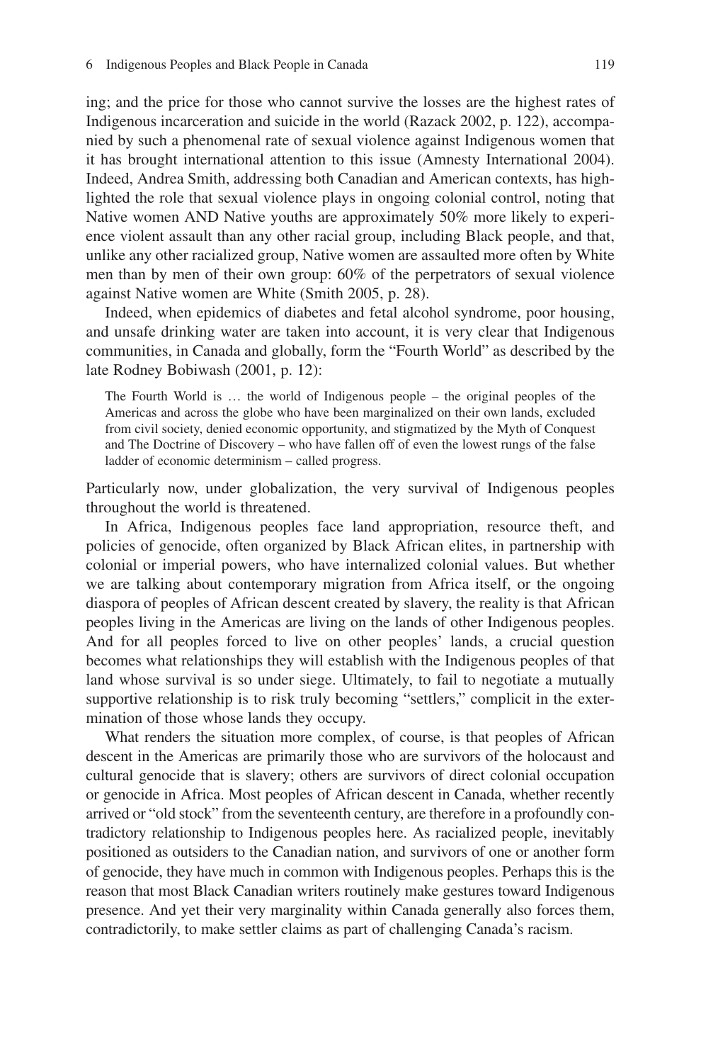ing; and the price for those who cannot survive the losses are the highest rates of Indigenous incarceration and suicide in the world (Razack 2002, p. 122), accompanied by such a phenomenal rate of sexual violence against Indigenous women that it has brought international attention to this issue (Amnesty International 2004). Indeed, Andrea Smith, addressing both Canadian and American contexts, has highlighted the role that sexual violence plays in ongoing colonial control, noting that Native women AND Native youths are approximately 50% more likely to experience violent assault than any other racial group, including Black people, and that, unlike any other racialized group, Native women are assaulted more often by White men than by men of their own group: 60% of the perpetrators of sexual violence against Native women are White (Smith 2005, p. 28).

Indeed, when epidemics of diabetes and fetal alcohol syndrome, poor housing, and unsafe drinking water are taken into account, it is very clear that Indigenous communities, in Canada and globally, form the "Fourth World" as described by the late Rodney Bobiwash (2001, p. 12):

> The Fourth World is … the world of Indigenous people – the original peoples of the Americas and across the globe who have been marginalized on their own lands, excluded from civil society, denied economic opportunity, and stigmatized by the Myth of Conquest and The Doctrine of Discovery – who have fallen off of even the lowest rungs of the false ladder of economic determinism – called progress.

Particularly now, under globalization, the very survival of Indigenous peoples throughout the world is threatened.

In Africa, Indigenous peoples face land appropriation, resource theft, and policies of genocide, often organized by Black African elites, in partnership with colonial or imperial powers, who have internalized colonial values. But whether we are talking about contemporary migration from Africa itself, or the ongoing diaspora of peoples of African descent created by slavery, the reality is that African peoples living in the Americas are living on the lands of other Indigenous peoples. And for all peoples forced to live on other peoples' lands, a crucial question becomes what relationships they will establish with the Indigenous peoples of that land whose survival is so under siege. Ultimately, to fail to negotiate a mutually supportive relationship is to risk truly becoming "settlers," complicit in the extermination of those whose lands they occupy.

What renders the situation more complex, of course, is that peoples of African descent in the Americas are primarily those who are survivors of the holocaust and cultural genocide that is slavery; others are survivors of direct colonial occupation or genocide in Africa. Most peoples of African descent in Canada, whether recently arrived or "old stock" from the seventeenth century, are therefore in a profoundly contradictory relationship to Indigenous peoples here. As racialized people, inevitably positioned as outsiders to the Canadian nation, and survivors of one or another form of genocide, they have much in common with Indigenous peoples. Perhaps this is the reason that most Black Canadian writers routinely make gestures toward Indigenous presence. And yet their very marginality within Canada generally also forces them, contradictorily, to make settler claims as part of challenging Canada's racism.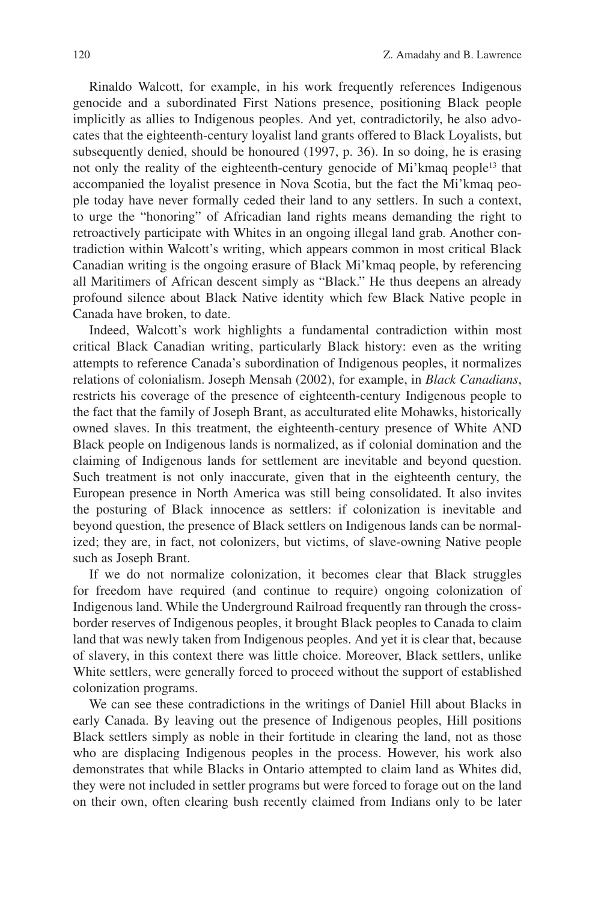Rinaldo Walcott, for example, in his work frequently references Indigenous genocide and a subordinated First Nations presence, positioning Black people implicitly as allies to Indigenous peoples. And yet, contradictorily, he also advocates that the eighteenth-century loyalist land grants offered to Black Loyalists, but subsequently denied, should be honoured (1997, p. 36). In so doing, he is erasing not only the reality of the eighteenth-century genocide of Mi'kmaq people[13] that accompanied the loyalist presence in Nova Scotia, but the fact the Mi'kmaq people today have never formally ceded their land to any settlers. In such a context, to urge the "honoring" of Africadian land rights means demanding the right to retroactively participate with Whites in an ongoing illegal land grab. Another contradiction within Walcott's writing, which appears common in most critical Black Canadian writing is the ongoing erasure of Black Mi'kmaq people, by referencing all Maritimers of African descent simply as "Black." He thus deepens an already profound silence about Black Native identity which few Black Native people in Canada have broken, to date.

Indeed, Walcott's work highlights a fundamental contradiction within most critical Black Canadian writing, particularly Black history: even as the writing attempts to reference Canada's subordination of Indigenous peoples, it normalizes relations of colonialism. Joseph Mensah (2002), for example, in *Black Canadians*, restricts his coverage of the presence of eighteenth-century Indigenous people to the fact that the family of Joseph Brant, as acculturated elite Mohawks, historically owned slaves. In this treatment, the eighteenth-century presence of White AND Black people on Indigenous lands is normalized, as if colonial domination and the claiming of Indigenous lands for settlement are inevitable and beyond question. Such treatment is not only inaccurate, given that in the eighteenth century, the European presence in North America was still being consolidated. It also invites the posturing of Black innocence as settlers: if colonization is inevitable and beyond question, the presence of Black settlers on Indigenous lands can be normalized; they are, in fact, not colonizers, but victims, of slave-owning Native people such as Joseph Brant.

If we do not normalize colonization, it becomes clear that Black struggles for freedom have required (and continue to require) ongoing colonization of Indigenous land. While the Underground Railroad frequently ran through the cross-border reserves of Indigenous peoples, it brought Black peoples to Canada to claim land that was newly taken from Indigenous peoples. And yet it is clear that, because of slavery, in this context there was little choice. Moreover, Black settlers, unlike White settlers, were generally forced to proceed without the support of established colonization programs.

We can see these contradictions in the writings of Daniel Hill about Blacks in early Canada. By leaving out the presence of Indigenous peoples, Hill positions Black settlers simply as noble in their fortitude in clearing the land, not as those who are displacing Indigenous peoples in the process. However, his work also demonstrates that while Blacks in Ontario attempted to claim land as Whites did, they were not included in settler programs but were forced to forage out on the land on their own, often clearing bush recently claimed from Indians only to be later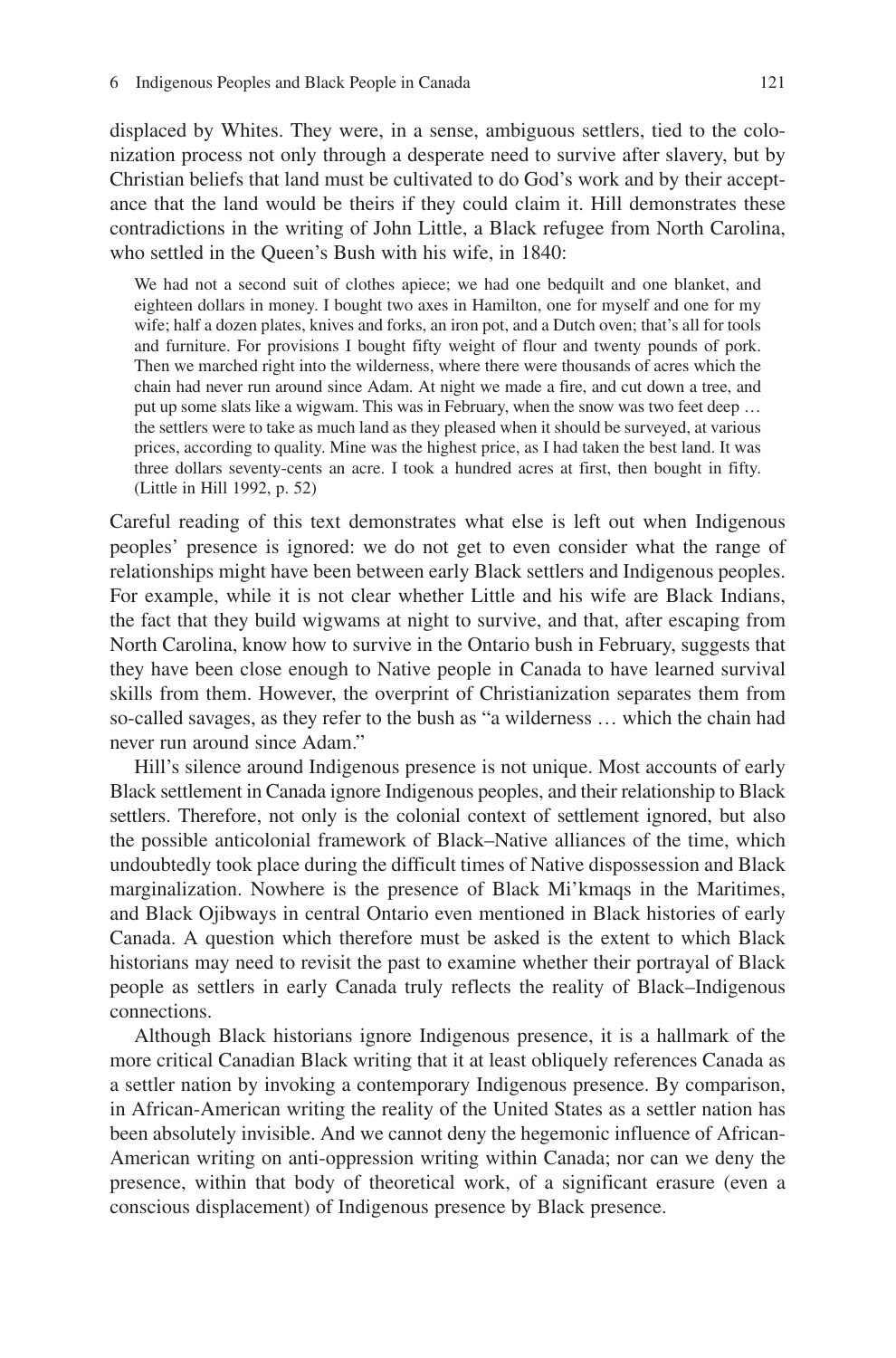displaced by Whites. They were, in a sense, ambiguous settlers, tied to the colonization process not only through a desperate need to survive after slavery, but by Christian beliefs that land must be cultivated to do God's work and by their acceptance that the land would be theirs if they could claim it. Hill demonstrates these contradictions in the writing of John Little, a Black refugee from North Carolina, who settled in the Queen's Bush with his wife, in 1840:

> We had not a second suit of clothes apiece; we had one bedquilt and one blanket, and eighteen dollars in money. I bought two axes in Hamilton, one for myself and one for my wife; half a dozen plates, knives and forks, an iron pot, and a Dutch oven; that's all for tools and furniture. For provisions I bought fifty weight of flour and twenty pounds of pork. Then we marched right into the wilderness, where there were thousands of acres which the chain had never run around since Adam. At night we made a fire, and cut down a tree, and put up some slats like a wigwam. This was in February, when the snow was two feet deep … the settlers were to take as much land as they pleased when it should be surveyed, at various prices, according to quality. Mine was the highest price, as I had taken the best land. It was three dollars seventy-cents an acre. I took a hundred acres at first, then bought in fifty. (Little in Hill 1992, p. 52)

Careful reading of this text demonstrates what else is left out when Indigenous peoples' presence is ignored: we do not get to even consider what the range of relationships might have been between early Black settlers and Indigenous peoples. For example, while it is not clear whether Little and his wife are Black Indians, the fact that they build wigwams at night to survive, and that, after escaping from North Carolina, know how to survive in the Ontario bush in February, suggests that they have been close enough to Native people in Canada to have learned survival skills from them. However, the overprint of Christianization separates them from so-called savages, as they refer to the bush as "a wilderness … which the chain had never run around since Adam."

Hill's silence around Indigenous presence is not unique. Most accounts of early Black settlement in Canada ignore Indigenous peoples, and their relationship to Black settlers. Therefore, not only is the colonial context of settlement ignored, but also the possible anticolonial framework of Black–Native alliances of the time, which undoubtedly took place during the difficult times of Native dispossession and Black marginalization. Nowhere is the presence of Black Mi'kmaqs in the Maritimes, and Black Ojibways in central Ontario even mentioned in Black histories of early Canada. A question which therefore must be asked is the extent to which Black historians may need to revisit the past to examine whether their portrayal of Black people as settlers in early Canada truly reflects the reality of Black–Indigenous connections.

Although Black historians ignore Indigenous presence, it is a hallmark of the more critical Canadian Black writing that it at least obliquely references Canada as a settler nation by invoking a contemporary Indigenous presence. By comparison, in African-American writing the reality of the United States as a settler nation has been absolutely invisible. And we cannot deny the hegemonic influence of African-American writing on anti-oppression writing within Canada; nor can we deny the presence, within that body of theoretical work, of a significant erasure (even a conscious displacement) of Indigenous presence by Black presence.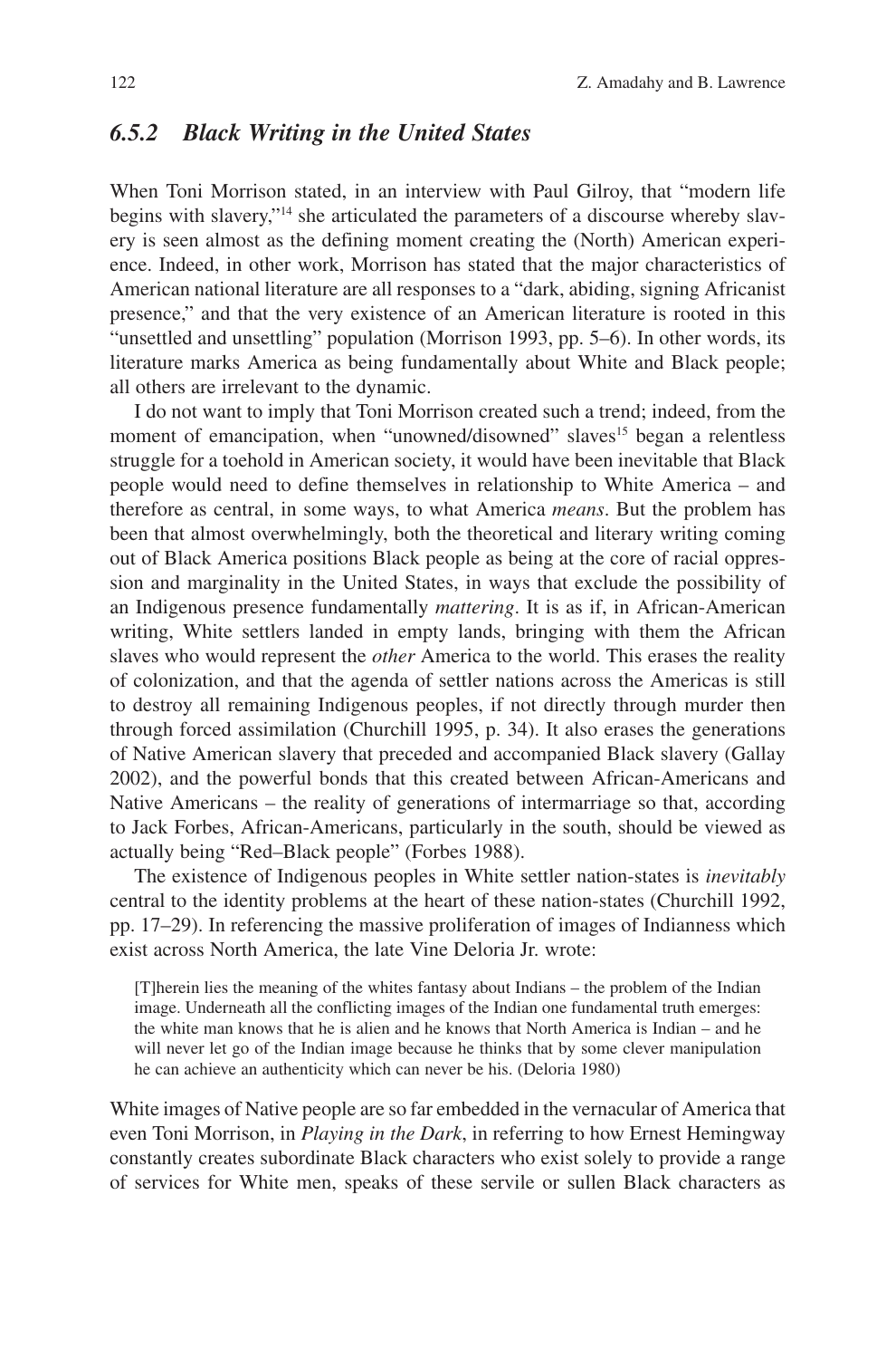### *6.5.2 Black Writing in the United States*

When Toni Morrison stated, in an interview with Paul Gilroy, that "modern life begins with slavery,"[14] she articulated the parameters of a discourse whereby slavery is seen almost as the defining moment creating the (North) American experience. Indeed, in other work, Morrison has stated that the major characteristics of American national literature are all responses to a "dark, abiding, signing Africanist presence," and that the very existence of an American literature is rooted in this "unsettled and unsettling" population (Morrison 1993, pp. 5–6). In other words, its literature marks America as being fundamentally about White and Black people; all others are irrelevant to the dynamic.

I do not want to imply that Toni Morrison created such a trend; indeed, from the moment of emancipation, when "unowned/disowned" slaves[15] began a relentless struggle for a toehold in American society, it would have been inevitable that Black people would need to define themselves in relationship to White America – and therefore as central, in some ways, to what America *means*. But the problem has been that almost overwhelmingly, both the theoretical and literary writing coming out of Black America positions Black people as being at the core of racial oppression and marginality in the United States, in ways that exclude the possibility of an Indigenous presence fundamentally *mattering*. It is as if, in African-American writing, White settlers landed in empty lands, bringing with them the African slaves who would represent the *other* America to the world. This erases the reality of colonization, and that the agenda of settler nations across the Americas is still to destroy all remaining Indigenous peoples, if not directly through murder then through forced assimilation (Churchill 1995, p. 34). It also erases the generations of Native American slavery that preceded and accompanied Black slavery (Gallay 2002), and the powerful bonds that this created between African-Americans and Native Americans – the reality of generations of intermarriage so that, according to Jack Forbes, African-Americans, particularly in the south, should be viewed as actually being "Red–Black people" (Forbes 1988).

The existence of Indigenous peoples in White settler nation-states is *inevitably* central to the identity problems at the heart of these nation-states (Churchill 1992, pp. 17–29). In referencing the massive proliferation of images of Indianness which exist across North America, the late Vine Deloria Jr. wrote:

> [T]herein lies the meaning of the whites fantasy about Indians – the problem of the Indian image. Underneath all the conflicting images of the Indian one fundamental truth emerges: the white man knows that he is alien and he knows that North America is Indian – and he will never let go of the Indian image because he thinks that by some clever manipulation he can achieve an authenticity which can never be his. (Deloria 1980)

White images of Native people are so far embedded in the vernacular of America that even Toni Morrison, in *Playing in the Dark*, in referring to how Ernest Hemingway constantly creates subordinate Black characters who exist solely to provide a range of services for White men, speaks of these servile or sullen Black characters as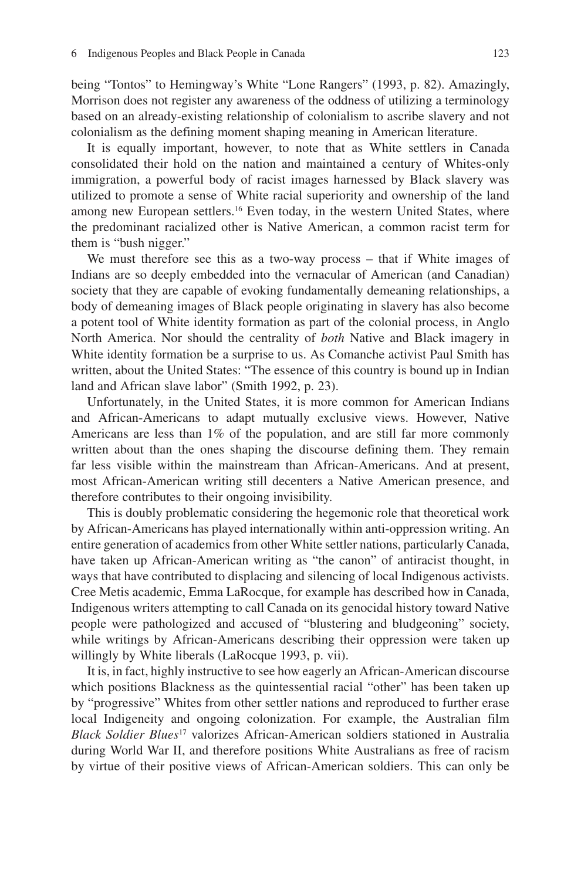being "Tontos" to Hemingway's White "Lone Rangers" (1993, p. 82). Amazingly, Morrison does not register any awareness of the oddness of utilizing a terminology based on an already-existing relationship of colonialism to ascribe slavery and not colonialism as the defining moment shaping meaning in American literature.

It is equally important, however, to note that as White settlers in Canada consolidated their hold on the nation and maintained a century of Whites-only immigration, a powerful body of racist images harnessed by Black slavery was utilized to promote a sense of White racial superiority and ownership of the land among new European settlers.[16] Even today, in the western United States, where the predominant racialized other is Native American, a common racist term for them is "bush nigger."

We must therefore see this as a two-way process – that if White images of Indians are so deeply embedded into the vernacular of American (and Canadian) society that they are capable of evoking fundamentally demeaning relationships, a body of demeaning images of Black people originating in slavery has also become a potent tool of White identity formation as part of the colonial process, in Anglo North America. Nor should the centrality of *both* Native and Black imagery in White identity formation be a surprise to us. As Comanche activist Paul Smith has written, about the United States: "The essence of this country is bound up in Indian land and African slave labor" (Smith 1992, p. 23).

Unfortunately, in the United States, it is more common for American Indians and African-Americans to adapt mutually exclusive views. However, Native Americans are less than 1% of the population, and are still far more commonly written about than the ones shaping the discourse defining them. They remain far less visible within the mainstream than African-Americans. And at present, most African-American writing still decenters a Native American presence, and therefore contributes to their ongoing invisibility.

This is doubly problematic considering the hegemonic role that theoretical work by African-Americans has played internationally within anti-oppression writing. An entire generation of academics from other White settler nations, particularly Canada, have taken up African-American writing as "the canon" of antiracist thought, in ways that have contributed to displacing and silencing of local Indigenous activists. Cree Metis academic, Emma LaRocque, for example has described how in Canada, Indigenous writers attempting to call Canada on its genocidal history toward Native people were pathologized and accused of "blustering and bludgeoning" society, while writings by African-Americans describing their oppression were taken up willingly by White liberals (LaRocque 1993, p. vii).

It is, in fact, highly instructive to see how eagerly an African-American discourse which positions Blackness as the quintessential racial "other" has been taken up by "progressive" Whites from other settler nations and reproduced to further erase local Indigeneity and ongoing colonization. For example, the Australian film *Black Soldier Blues*[17] valorizes African-American soldiers stationed in Australia during World War II, and therefore positions White Australians as free of racism by virtue of their positive views of African-American soldiers. This can only be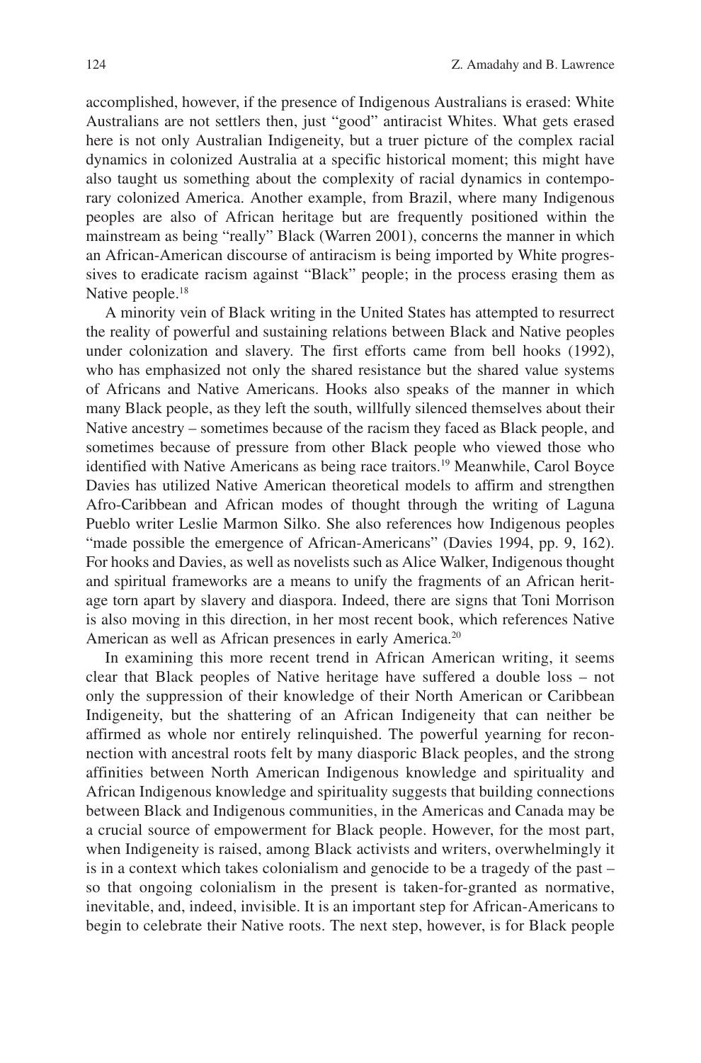accomplished, however, if the presence of Indigenous Australians is erased: White Australians are not settlers then, just "good" antiracist Whites. What gets erased here is not only Australian Indigeneity, but a truer picture of the complex racial dynamics in colonized Australia at a specific historical moment; this might have also taught us something about the complexity of racial dynamics in contemporary colonized America. Another example, from Brazil, where many Indigenous peoples are also of African heritage but are frequently positioned within the mainstream as being "really" Black (Warren 2001), concerns the manner in which an African-American discourse of antiracism is being imported by White progressives to eradicate racism against "Black" people; in the process erasing them as Native people.[18]

A minority vein of Black writing in the United States has attempted to resurrect the reality of powerful and sustaining relations between Black and Native peoples under colonization and slavery. The first efforts came from bell hooks (1992), who has emphasized not only the shared resistance but the shared value systems of Africans and Native Americans. Hooks also speaks of the manner in which many Black people, as they left the south, willfully silenced themselves about their Native ancestry – sometimes because of the racism they faced as Black people, and sometimes because of pressure from other Black people who viewed those who identified with Native Americans as being race traitors.[19] Meanwhile, Carol Boyce Davies has utilized Native American theoretical models to affirm and strengthen Afro-Caribbean and African modes of thought through the writing of Laguna Pueblo writer Leslie Marmon Silko. She also references how Indigenous peoples "made possible the emergence of African-Americans" (Davies 1994, pp. 9, 162). For hooks and Davies, as well as novelists such as Alice Walker, Indigenous thought and spiritual frameworks are a means to unify the fragments of an African heritage torn apart by slavery and diaspora. Indeed, there are signs that Toni Morrison is also moving in this direction, in her most recent book, which references Native American as well as African presences in early America.[20]

In examining this more recent trend in African American writing, it seems clear that Black peoples of Native heritage have suffered a double loss – not only the suppression of their knowledge of their North American or Caribbean Indigeneity, but the shattering of an African Indigeneity that can neither be affirmed as whole nor entirely relinquished. The powerful yearning for reconnection with ancestral roots felt by many diasporic Black peoples, and the strong affinities between North American Indigenous knowledge and spirituality and African Indigenous knowledge and spirituality suggests that building connections between Black and Indigenous communities, in the Americas and Canada may be a crucial source of empowerment for Black people. However, for the most part, when Indigeneity is raised, among Black activists and writers, overwhelmingly it is in a context which takes colonialism and genocide to be a tragedy of the past – so that ongoing colonialism in the present is taken-for-granted as normative, inevitable, and, indeed, invisible. It is an important step for African-Americans to begin to celebrate their Native roots. The next step, however, is for Black people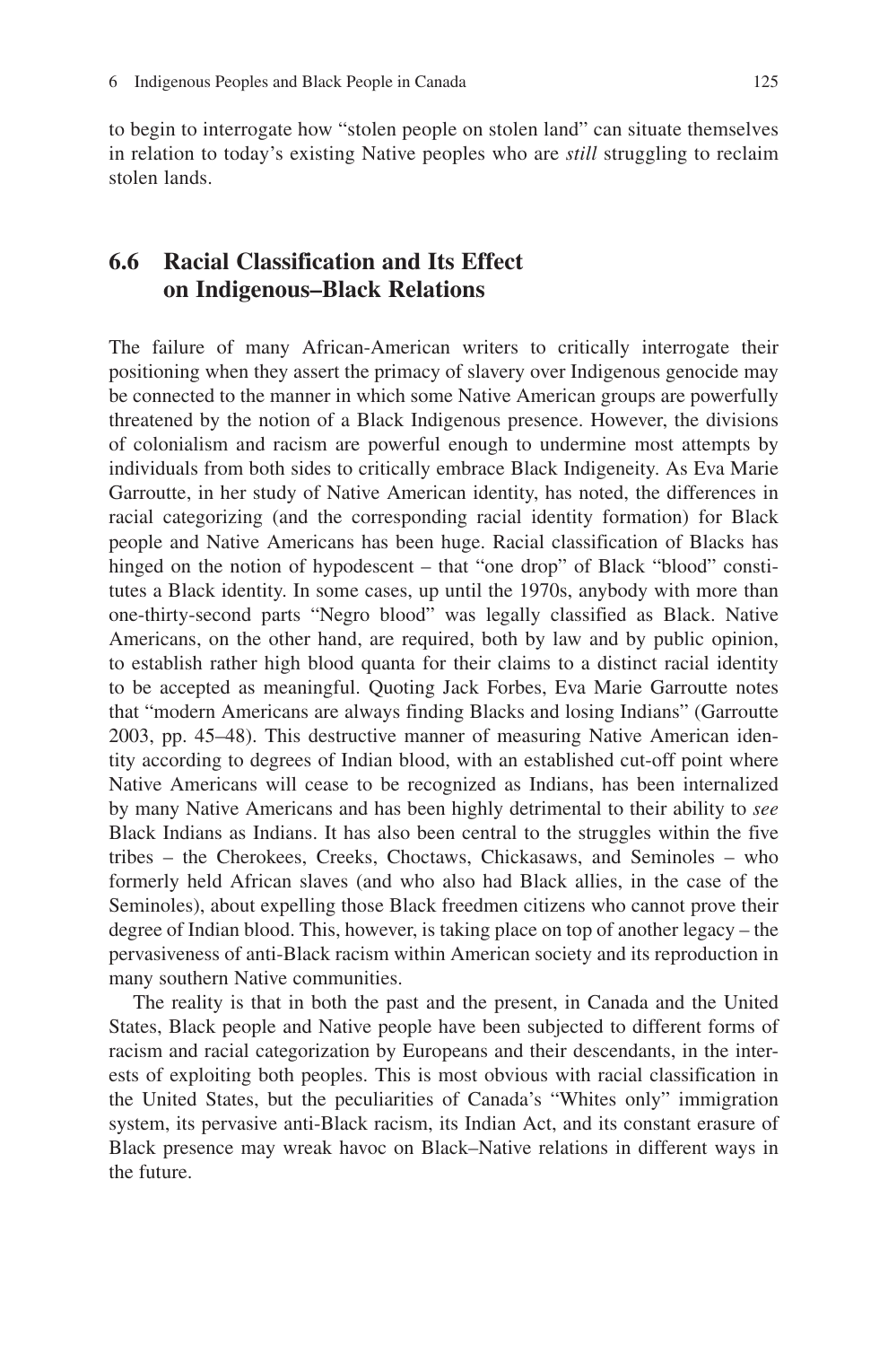to begin to interrogate how "stolen people on stolen land" can situate themselves in relation to today's existing Native peoples who are *still* struggling to reclaim stolen lands.

## 6.6 Racial Classification and Its Effect on Indigenous–Black Relations

The failure of many African-American writers to critically interrogate their positioning when they assert the primacy of slavery over Indigenous genocide may be connected to the manner in which some Native American groups are powerfully threatened by the notion of a Black Indigenous presence. However, the divisions of colonialism and racism are powerful enough to undermine most attempts by individuals from both sides to critically embrace Black Indigeneity. As Eva Marie Garroutte, in her study of Native American identity, has noted, the differences in racial categorizing (and the corresponding racial identity formation) for Black people and Native Americans has been huge. Racial classification of Blacks has hinged on the notion of hypodescent – that "one drop" of Black "blood" constitutes a Black identity. In some cases, up until the 1970s, anybody with more than one-thirty-second parts "Negro blood" was legally classified as Black. Native Americans, on the other hand, are required, both by law and by public opinion, to establish rather high blood quanta for their claims to a distinct racial identity to be accepted as meaningful. Quoting Jack Forbes, Eva Marie Garroutte notes that "modern Americans are always finding Blacks and losing Indians" (Garroutte 2003, pp. 45–48). This destructive manner of measuring Native American identity according to degrees of Indian blood, with an established cut-off point where Native Americans will cease to be recognized as Indians, has been internalized by many Native Americans and has been highly detrimental to their ability to *see* Black Indians as Indians. It has also been central to the struggles within the five tribes – the Cherokees, Creeks, Choctaws, Chickasaws, and Seminoles – who formerly held African slaves (and who also had Black allies, in the case of the Seminoles), about expelling those Black freedmen citizens who cannot prove their degree of Indian blood. This, however, is taking place on top of another legacy – the pervasiveness of anti-Black racism within American society and its reproduction in many southern Native communities.

The reality is that in both the past and the present, in Canada and the United States, Black people and Native people have been subjected to different forms of racism and racial categorization by Europeans and their descendants, in the interests of exploiting both peoples. This is most obvious with racial classification in the United States, but the peculiarities of Canada's "Whites only" immigration system, its pervasive anti-Black racism, its Indian Act, and its constant erasure of Black presence may wreak havoc on Black–Native relations in different ways in the future.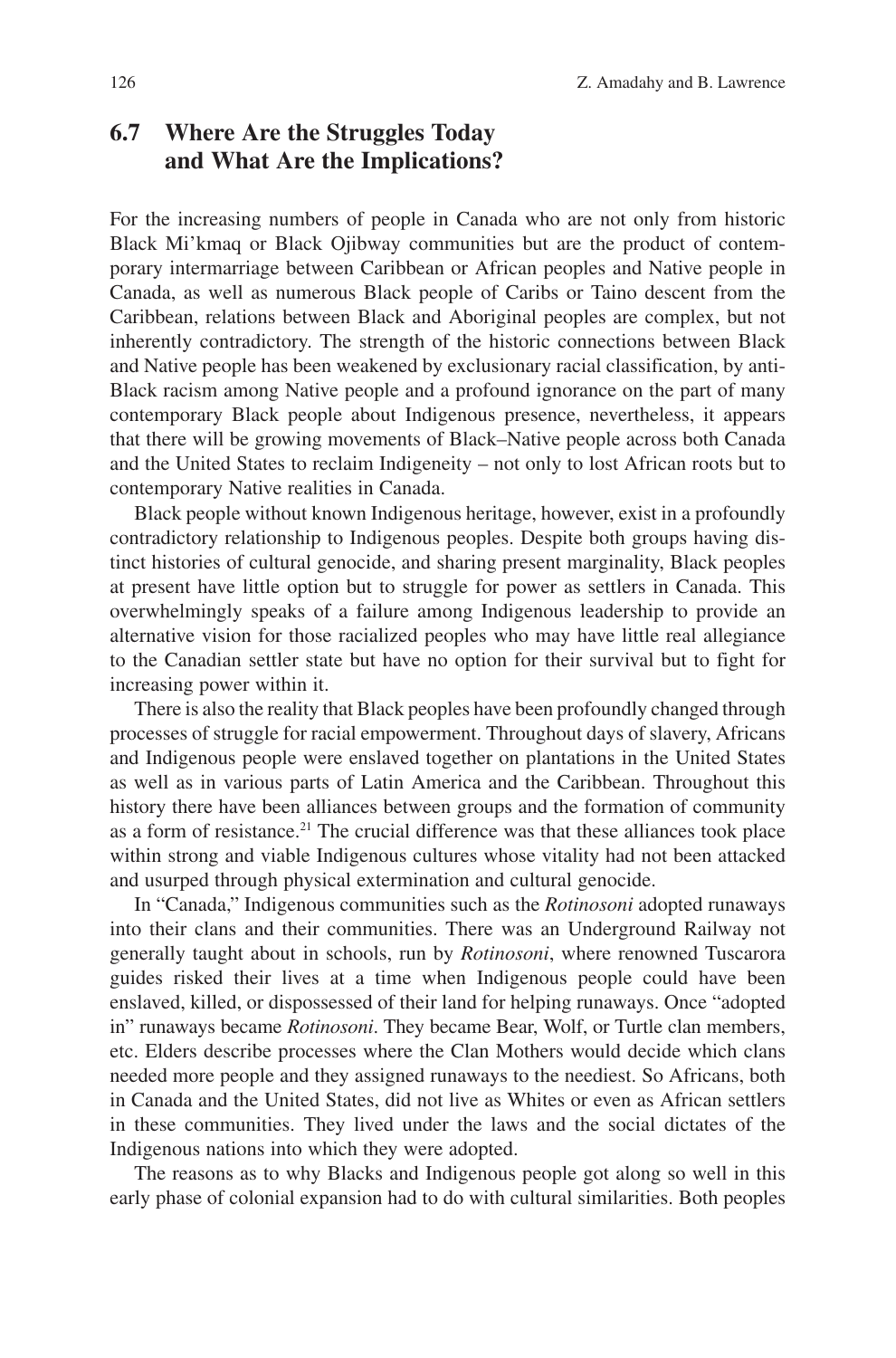## 6.7 Where Are the Struggles Today and What Are the Implications?

For the increasing numbers of people in Canada who are not only from historic Black Mi'kmaq or Black Ojibway communities but are the product of contemporary intermarriage between Caribbean or African peoples and Native people in Canada, as well as numerous Black people of Caribs or Taino descent from the Caribbean, relations between Black and Aboriginal peoples are complex, but not inherently contradictory. The strength of the historic connections between Black and Native people has been weakened by exclusionary racial classification, by anti-Black racism among Native people and a profound ignorance on the part of many contemporary Black people about Indigenous presence, nevertheless, it appears that there will be growing movements of Black–Native people across both Canada and the United States to reclaim Indigeneity – not only to lost African roots but to contemporary Native realities in Canada.

Black people without known Indigenous heritage, however, exist in a profoundly contradictory relationship to Indigenous peoples. Despite both groups having distinct histories of cultural genocide, and sharing present marginality, Black peoples at present have little option but to struggle for power as settlers in Canada. This overwhelmingly speaks of a failure among Indigenous leadership to provide an alternative vision for those racialized peoples who may have little real allegiance to the Canadian settler state but have no option for their survival but to fight for increasing power within it.

There is also the reality that Black peoples have been profoundly changed through processes of struggle for racial empowerment. Throughout days of slavery, Africans and Indigenous people were enslaved together on plantations in the United States as well as in various parts of Latin America and the Caribbean. Throughout this history there have been alliances between groups and the formation of community as a form of resistance.[21] The crucial difference was that these alliances took place within strong and viable Indigenous cultures whose vitality had not been attacked and usurped through physical extermination and cultural genocide.

In "Canada," Indigenous communities such as the *Rotinosoni* adopted runaways into their clans and their communities. There was an Underground Railway not generally taught about in schools, run by *Rotinosoni*, where renowned Tuscarora guides risked their lives at a time when Indigenous people could have been enslaved, killed, or dispossessed of their land for helping runaways. Once "adopted in" runaways became *Rotinosoni*. They became Bear, Wolf, or Turtle clan members, etc. Elders describe processes where the Clan Mothers would decide which clans needed more people and they assigned runaways to the neediest. So Africans, both in Canada and the United States, did not live as Whites or even as African settlers in these communities. They lived under the laws and the social dictates of the Indigenous nations into which they were adopted.

The reasons as to why Blacks and Indigenous people got along so well in this early phase of colonial expansion had to do with cultural similarities. Both peoples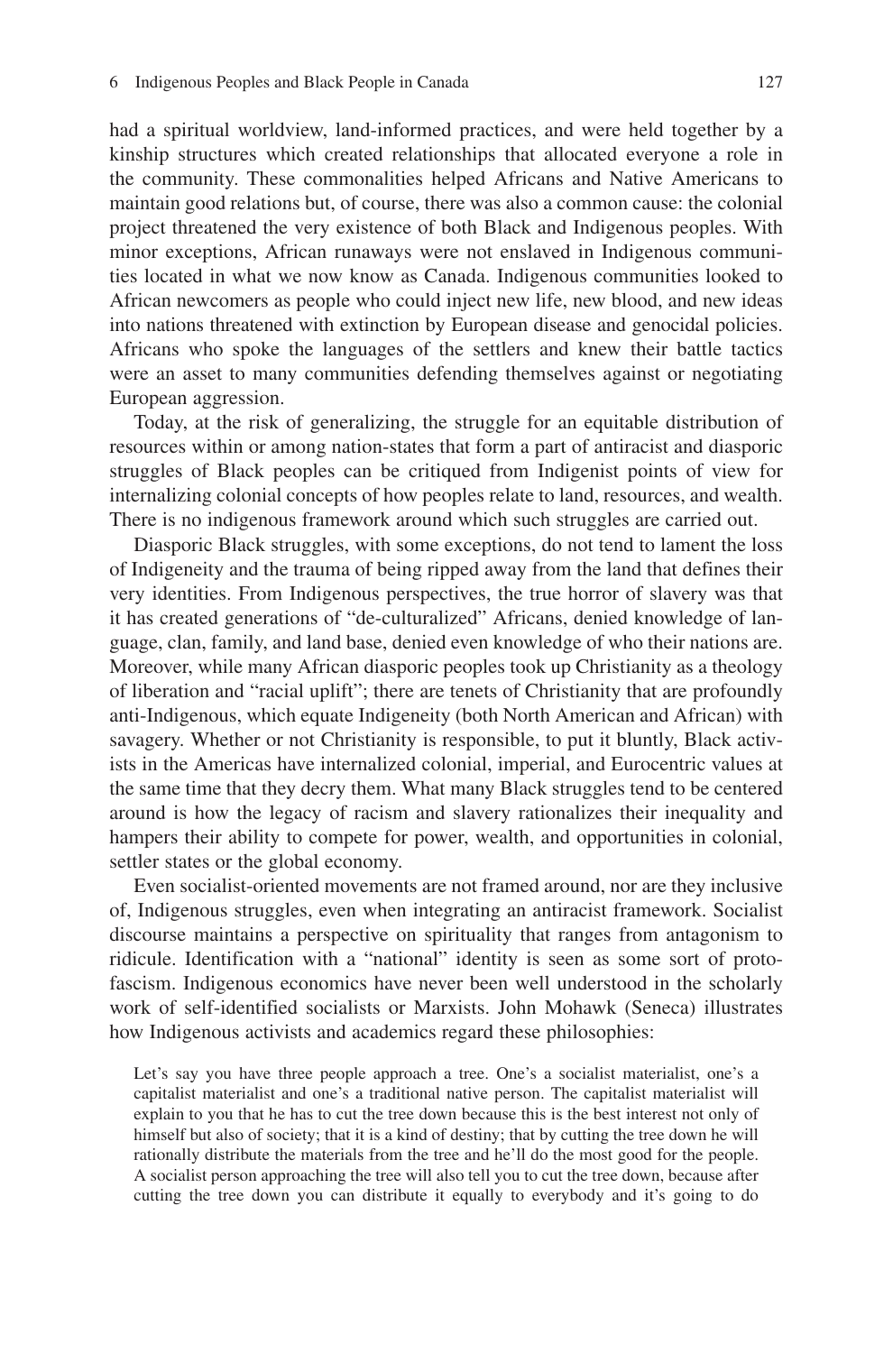had a spiritual worldview, land-informed practices, and were held together by a kinship structures which created relationships that allocated everyone a role in the community. These commonalities helped Africans and Native Americans to maintain good relations but, of course, there was also a common cause: the colonial project threatened the very existence of both Black and Indigenous peoples. With minor exceptions, African runaways were not enslaved in Indigenous communities located in what we now know as Canada. Indigenous communities looked to African newcomers as people who could inject new life, new blood, and new ideas into nations threatened with extinction by European disease and genocidal policies. Africans who spoke the languages of the settlers and knew their battle tactics were an asset to many communities defending themselves against or negotiating European aggression.

Today, at the risk of generalizing, the struggle for an equitable distribution of resources within or among nation-states that form a part of antiracist and diasporic struggles of Black peoples can be critiqued from Indigenist points of view for internalizing colonial concepts of how peoples relate to land, resources, and wealth. There is no indigenous framework around which such struggles are carried out.

Diasporic Black struggles, with some exceptions, do not tend to lament the loss of Indigeneity and the trauma of being ripped away from the land that defines their very identities. From Indigenous perspectives, the true horror of slavery was that it has created generations of "de-culturalized" Africans, denied knowledge of language, clan, family, and land base, denied even knowledge of who their nations are. Moreover, while many African diasporic peoples took up Christianity as a theology of liberation and "racial uplift"; there are tenets of Christianity that are profoundly anti-Indigenous, which equate Indigeneity (both North American and African) with savagery. Whether or not Christianity is responsible, to put it bluntly, Black activists in the Americas have internalized colonial, imperial, and Eurocentric values at the same time that they decry them. What many Black struggles tend to be centered around is how the legacy of racism and slavery rationalizes their inequality and hampers their ability to compete for power, wealth, and opportunities in colonial, settler states or the global economy.

Even socialist-oriented movements are not framed around, nor are they inclusive of, Indigenous struggles, even when integrating an antiracist framework. Socialist discourse maintains a perspective on spirituality that ranges from antagonism to ridicule. Identification with a "national" identity is seen as some sort of proto-fascism. Indigenous economics have never been well understood in the scholarly work of self-identified socialists or Marxists. John Mohawk (Seneca) illustrates how Indigenous activists and academics regard these philosophies:

> Let's say you have three people approach a tree. One's a socialist materialist, one's a capitalist materialist and one's a traditional native person. The capitalist materialist will explain to you that he has to cut the tree down because this is the best interest not only of himself but also of society; that it is a kind of destiny; that by cutting the tree down he will rationally distribute the materials from the tree and he'll do the most good for the people. A socialist person approaching the tree will also tell you to cut the tree down, because after cutting the tree down you can distribute it equally to everybody and it's going to do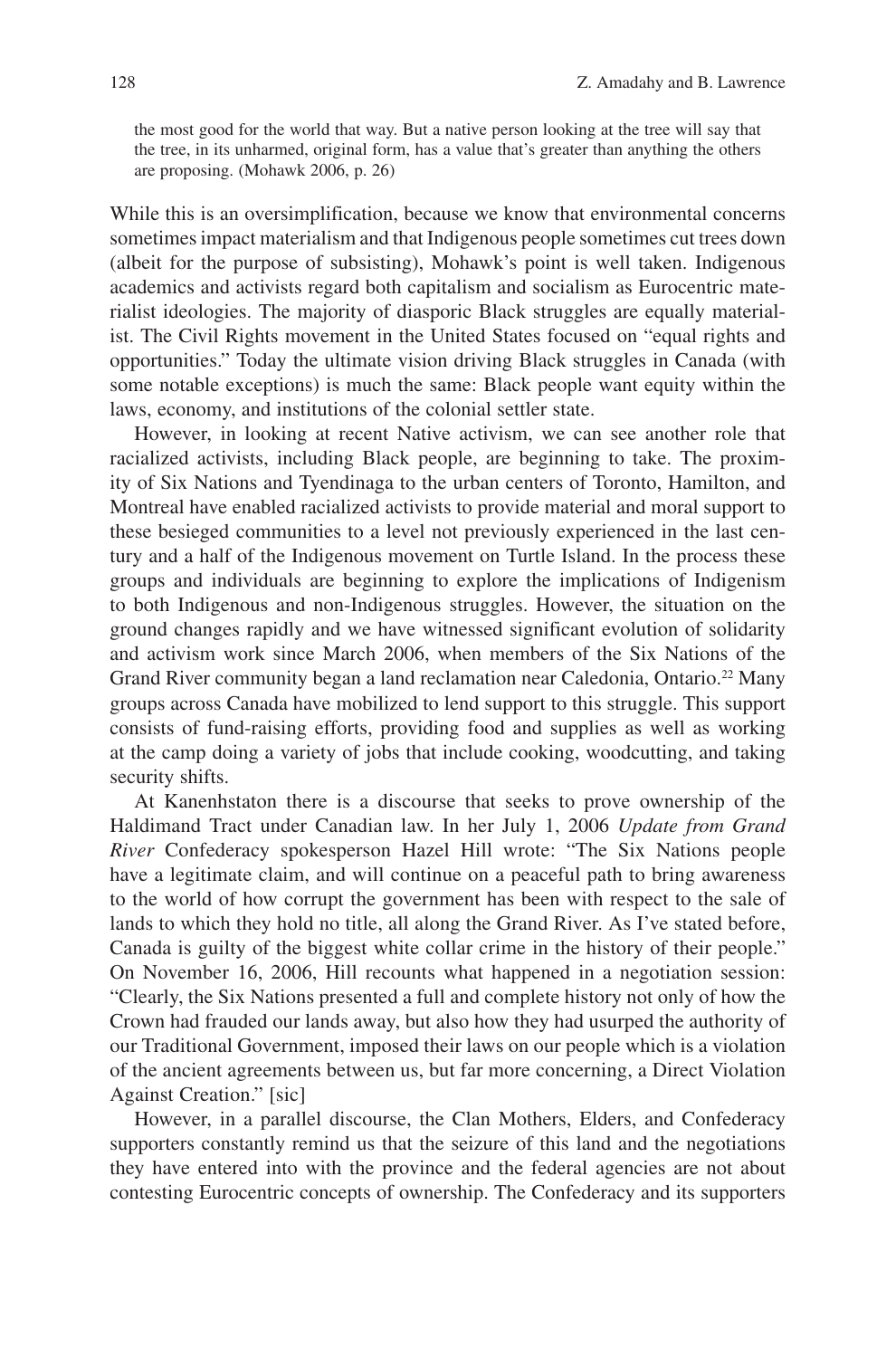> the most good for the world that way. But a native person looking at the tree will say that the tree, in its unharmed, original form, has a value that's greater than anything the others are proposing. (Mohawk 2006, p. 26)

While this is an oversimplification, because we know that environmental concerns sometimes impact materialism and that Indigenous people sometimes cut trees down (albeit for the purpose of subsisting), Mohawk's point is well taken. Indigenous academics and activists regard both capitalism and socialism as Eurocentric materialist ideologies. The majority of diasporic Black struggles are equally materialist. The Civil Rights movement in the United States focused on "equal rights and opportunities." Today the ultimate vision driving Black struggles in Canada (with some notable exceptions) is much the same: Black people want equity within the laws, economy, and institutions of the colonial settler state.

However, in looking at recent Native activism, we can see another role that racialized activists, including Black people, are beginning to take. The proximity of Six Nations and Tyendinaga to the urban centers of Toronto, Hamilton, and Montreal have enabled racialized activists to provide material and moral support to these besieged communities to a level not previously experienced in the last century and a half of the Indigenous movement on Turtle Island. In the process these groups and individuals are beginning to explore the implications of Indigenism to both Indigenous and non-Indigenous struggles. However, the situation on the ground changes rapidly and we have witnessed significant evolution of solidarity and activism work since March 2006, when members of the Six Nations of the Grand River community began a land reclamation near Caledonia, Ontario.[22] Many groups across Canada have mobilized to lend support to this struggle. This support consists of fund-raising efforts, providing food and supplies as well as working at the camp doing a variety of jobs that include cooking, woodcutting, and taking security shifts.

At Kanenhstaton there is a discourse that seeks to prove ownership of the Haldimand Tract under Canadian law. In her July 1, 2006 *Update from Grand River* Confederacy spokesperson Hazel Hill wrote: "The Six Nations people have a legitimate claim, and will continue on a peaceful path to bring awareness to the world of how corrupt the government has been with respect to the sale of lands to which they hold no title, all along the Grand River. As I've stated before, Canada is guilty of the biggest white collar crime in the history of their people." On November 16, 2006, Hill recounts what happened in a negotiation session: "Clearly, the Six Nations presented a full and complete history not only of how the Crown had frauded our lands away, but also how they had usurped the authority of our Traditional Government, imposed their laws on our people which is a violation of the ancient agreements between us, but far more concerning, a Direct Violation Against Creation." [sic]

However, in a parallel discourse, the Clan Mothers, Elders, and Confederacy supporters constantly remind us that the seizure of this land and the negotiations they have entered into with the province and the federal agencies are not about contesting Eurocentric concepts of ownership. The Confederacy and its supporters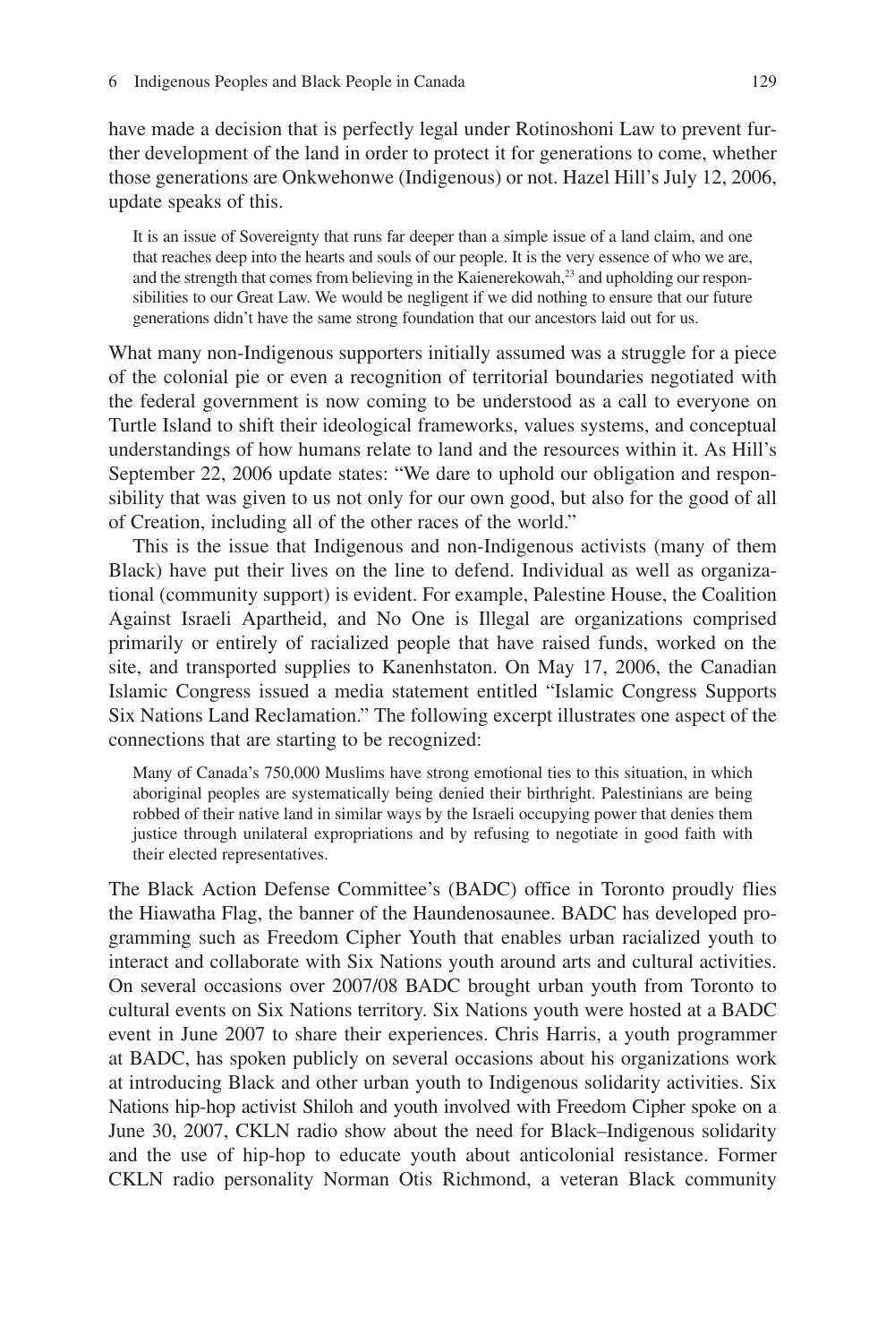have made a decision that is perfectly legal under Rotinoshoni Law to prevent further development of the land in order to protect it for generations to come, whether those generations are Onkwehonwe (Indigenous) or not. Hazel Hill's July 12, 2006, update speaks of this.

> It is an issue of Sovereignty that runs far deeper than a simple issue of a land claim, and one that reaches deep into the hearts and souls of our people. It is the very essence of who we are, and the strength that comes from believing in the Kaienerekowah,[23] and upholding our responsibilities to our Great Law. We would be negligent if we did nothing to ensure that our future generations didn't have the same strong foundation that our ancestors laid out for us.

What many non-Indigenous supporters initially assumed was a struggle for a piece of the colonial pie or even a recognition of territorial boundaries negotiated with the federal government is now coming to be understood as a call to everyone on Turtle Island to shift their ideological frameworks, values systems, and conceptual understandings of how humans relate to land and the resources within it. As Hill's September 22, 2006 update states: "We dare to uphold our obligation and responsibility that was given to us not only for our own good, but also for the good of all of Creation, including all of the other races of the world."

This is the issue that Indigenous and non-Indigenous activists (many of them Black) have put their lives on the line to defend. Individual as well as organizational (community support) is evident. For example, Palestine House, the Coalition Against Israeli Apartheid, and No One is Illegal are organizations comprised primarily or entirely of racialized people that have raised funds, worked on the site, and transported supplies to Kanenhstaton. On May 17, 2006, the Canadian Islamic Congress issued a media statement entitled "Islamic Congress Supports Six Nations Land Reclamation." The following excerpt illustrates one aspect of the connections that are starting to be recognized:

> Many of Canada's 750,000 Muslims have strong emotional ties to this situation, in which aboriginal peoples are systematically being denied their birthright. Palestinians are being robbed of their native land in similar ways by the Israeli occupying power that denies them justice through unilateral expropriations and by refusing to negotiate in good faith with their elected representatives.

The Black Action Defense Committee's (BADC) office in Toronto proudly flies the Hiawatha Flag, the banner of the Haundenosaunee. BADC has developed programming such as Freedom Cipher Youth that enables urban racialized youth to interact and collaborate with Six Nations youth around arts and cultural activities. On several occasions over 2007/08 BADC brought urban youth from Toronto to cultural events on Six Nations territory. Six Nations youth were hosted at a BADC event in June 2007 to share their experiences. Chris Harris, a youth programmer at BADC, has spoken publicly on several occasions about his organizations work at introducing Black and other urban youth to Indigenous solidarity activities. Six Nations hip-hop activist Shiloh and youth involved with Freedom Cipher spoke on a June 30, 2007, CKLN radio show about the need for Black–Indigenous solidarity and the use of hip-hop to educate youth about anticolonial resistance. Former CKLN radio personality Norman Otis Richmond, a veteran Black community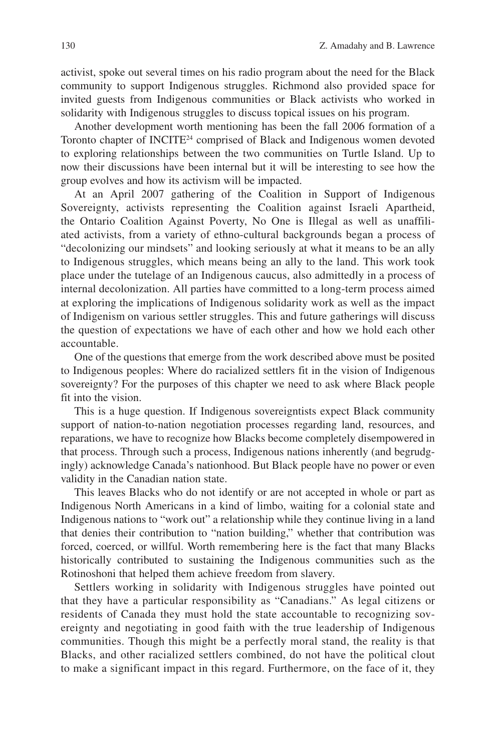activist, spoke out several times on his radio program about the need for the Black community to support Indigenous struggles. Richmond also provided space for invited guests from Indigenous communities or Black activists who worked in solidarity with Indigenous struggles to discuss topical issues on his program.

Another development worth mentioning has been the fall 2006 formation of a Toronto chapter of INCITE[24] comprised of Black and Indigenous women devoted to exploring relationships between the two communities on Turtle Island. Up to now their discussions have been internal but it will be interesting to see how the group evolves and how its activism will be impacted.

At an April 2007 gathering of the Coalition in Support of Indigenous Sovereignty, activists representing the Coalition against Israeli Apartheid, the Ontario Coalition Against Poverty, No One is Illegal as well as unaffiliated activists, from a variety of ethno-cultural backgrounds began a process of "decolonizing our mindsets" and looking seriously at what it means to be an ally to Indigenous struggles, which means being an ally to the land. This work took place under the tutelage of an Indigenous caucus, also admittedly in a process of internal decolonization. All parties have committed to a long-term process aimed at exploring the implications of Indigenous solidarity work as well as the impact of Indigenism on various settler struggles. This and future gatherings will discuss the question of expectations we have of each other and how we hold each other accountable.

One of the questions that emerge from the work described above must be posited to Indigenous peoples: Where do racialized settlers fit in the vision of Indigenous sovereignty? For the purposes of this chapter we need to ask where Black people fit into the vision.

This is a huge question. If Indigenous sovereigntists expect Black community support of nation-to-nation negotiation processes regarding land, resources, and reparations, we have to recognize how Blacks become completely disempowered in that process. Through such a process, Indigenous nations inherently (and begrudgingly) acknowledge Canada's nationhood. But Black people have no power or even validity in the Canadian nation state.

This leaves Blacks who do not identify or are not accepted in whole or part as Indigenous North Americans in a kind of limbo, waiting for a colonial state and Indigenous nations to "work out" a relationship while they continue living in a land that denies their contribution to "nation building," whether that contribution was forced, coerced, or willful. Worth remembering here is the fact that many Blacks historically contributed to sustaining the Indigenous communities such as the Rotinoshoni that helped them achieve freedom from slavery.

Settlers working in solidarity with Indigenous struggles have pointed out that they have a particular responsibility as "Canadians." As legal citizens or residents of Canada they must hold the state accountable to recognizing sovereignty and negotiating in good faith with the true leadership of Indigenous communities. Though this might be a perfectly moral stand, the reality is that Blacks, and other racialized settlers combined, do not have the political clout to make a significant impact in this regard. Furthermore, on the face of it, they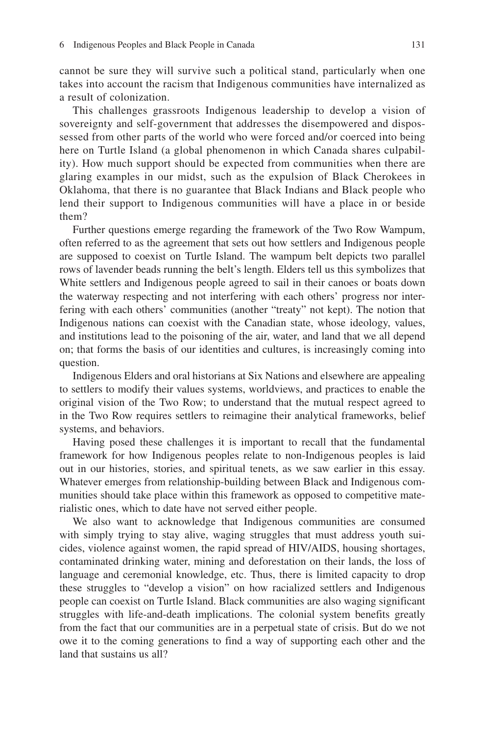cannot be sure they will survive such a political stand, particularly when one takes into account the racism that Indigenous communities have internalized as a result of colonization.

This challenges grassroots Indigenous leadership to develop a vision of sovereignty and self-government that addresses the disempowered and dispossessed from other parts of the world who were forced and/or coerced into being here on Turtle Island (a global phenomenon in which Canada shares culpability). How much support should be expected from communities when there are glaring examples in our midst, such as the expulsion of Black Cherokees in Oklahoma, that there is no guarantee that Black Indians and Black people who lend their support to Indigenous communities will have a place in or beside them?

Further questions emerge regarding the framework of the Two Row Wampum, often referred to as the agreement that sets out how settlers and Indigenous people are supposed to coexist on Turtle Island. The wampum belt depicts two parallel rows of lavender beads running the belt's length. Elders tell us this symbolizes that White settlers and Indigenous people agreed to sail in their canoes or boats down the waterway respecting and not interfering with each others' progress nor interfering with each others' communities (another "treaty" not kept). The notion that Indigenous nations can coexist with the Canadian state, whose ideology, values, and institutions lead to the poisoning of the air, water, and land that we all depend on; that forms the basis of our identities and cultures, is increasingly coming into question.

Indigenous Elders and oral historians at Six Nations and elsewhere are appealing to settlers to modify their values systems, worldviews, and practices to enable the original vision of the Two Row; to understand that the mutual respect agreed to in the Two Row requires settlers to reimagine their analytical frameworks, belief systems, and behaviors.

Having posed these challenges it is important to recall that the fundamental framework for how Indigenous peoples relate to non-Indigenous peoples is laid out in our histories, stories, and spiritual tenets, as we saw earlier in this essay. Whatever emerges from relationship-building between Black and Indigenous communities should take place within this framework as opposed to competitive materialistic ones, which to date have not served either people.

We also want to acknowledge that Indigenous communities are consumed with simply trying to stay alive, waging struggles that must address youth suicides, violence against women, the rapid spread of HIV/AIDS, housing shortages, contaminated drinking water, mining and deforestation on their lands, the loss of language and ceremonial knowledge, etc. Thus, there is limited capacity to drop these struggles to "develop a vision" on how racialized settlers and Indigenous people can coexist on Turtle Island. Black communities are also waging significant struggles with life-and-death implications. The colonial system benefits greatly from the fact that our communities are in a perpetual state of crisis. But do we not owe it to the coming generations to find a way of supporting each other and the land that sustains us all?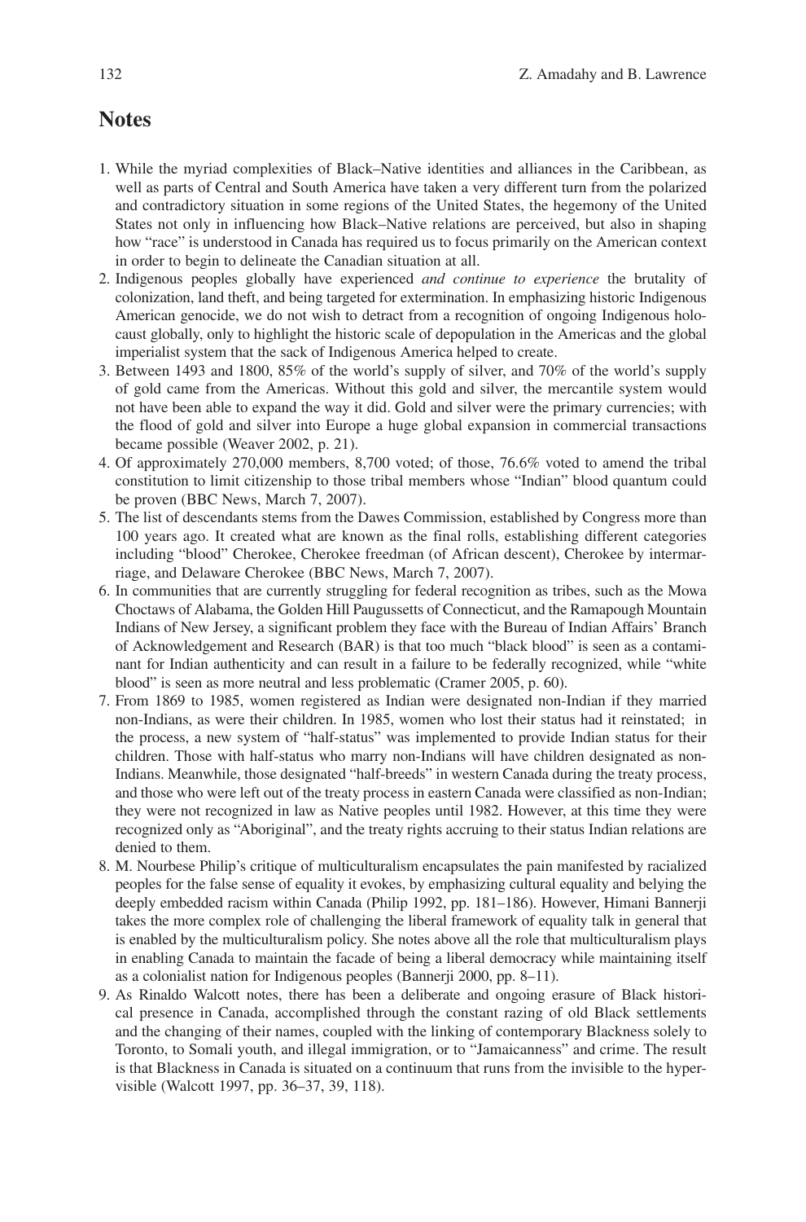## Notes

1. While the myriad complexities of Black–Native identities and alliances in the Caribbean, as well as parts of Central and South America have taken a very different turn from the polarized and contradictory situation in some regions of the United States, the hegemony of the United States not only in influencing how Black–Native relations are perceived, but also in shaping how "race" is understood in Canada has required us to focus primarily on the American context in order to begin to delineate the Canadian situation at all.
2. Indigenous peoples globally have experienced *and continue to experience* the brutality of colonization, land theft, and being targeted for extermination. In emphasizing historic Indigenous American genocide, we do not wish to detract from a recognition of ongoing Indigenous holocaust globally, only to highlight the historic scale of depopulation in the Americas and the global imperialist system that the sack of Indigenous America helped to create.
3. Between 1493 and 1800, 85% of the world's supply of silver, and 70% of the world's supply of gold came from the Americas. Without this gold and silver, the mercantile system would not have been able to expand the way it did. Gold and silver were the primary currencies; with the flood of gold and silver into Europe a huge global expansion in commercial transactions became possible (Weaver 2002, p. 21).
4. Of approximately 270,000 members, 8,700 voted; of those, 76.6% voted to amend the tribal constitution to limit citizenship to those tribal members whose "Indian" blood quantum could be proven (BBC News, March 7, 2007).
5. The list of descendants stems from the Dawes Commission, established by Congress more than 100 years ago. It created what are known as the final rolls, establishing different categories including "blood" Cherokee, Cherokee freedman (of African descent), Cherokee by intermarriage, and Delaware Cherokee (BBC News, March 7, 2007).
6. In communities that are currently struggling for federal recognition as tribes, such as the Mowa Choctaws of Alabama, the Golden Hill Paugussetts of Connecticut, and the Ramapough Mountain Indians of New Jersey, a significant problem they face with the Bureau of Indian Affairs' Branch of Acknowledgement and Research (BAR) is that too much "black blood" is seen as a contaminant for Indian authenticity and can result in a failure to be federally recognized, while "white blood" is seen as more neutral and less problematic (Cramer 2005, p. 60).
7. From 1869 to 1985, women registered as Indian were designated non-Indian if they married non-Indians, as were their children. In 1985, women who lost their status had it reinstated; in the process, a new system of "half-status" was implemented to provide Indian status for their children. Those with half-status who marry non-Indians will have children designated as non-Indians. Meanwhile, those designated "half-breeds" in western Canada during the treaty process, and those who were left out of the treaty process in eastern Canada were classified as non-Indian; they were not recognized in law as Native peoples until 1982. However, at this time they were recognized only as "Aboriginal", and the treaty rights accruing to their status Indian relations are denied to them.
8. M. Nourbese Philip's critique of multiculturalism encapsulates the pain manifested by racialized peoples for the false sense of equality it evokes, by emphasizing cultural equality and belying the deeply embedded racism within Canada (Philip 1992, pp. 181–186). However, Himani Bannerji takes the more complex role of challenging the liberal framework of equality talk in general that is enabled by the multiculturalism policy. She notes above all the role that multiculturalism plays in enabling Canada to maintain the facade of being a liberal democracy while maintaining itself as a colonialist nation for Indigenous peoples (Bannerji 2000, pp. 8–11).
9. As Rinaldo Walcott notes, there has been a deliberate and ongoing erasure of Black historical presence in Canada, accomplished through the constant razing of old Black settlements and the changing of their names, coupled with the linking of contemporary Blackness solely to Toronto, to Somali youth, and illegal immigration, or to "Jamaicanness" and crime. The result is that Blackness in Canada is situated on a continuum that runs from the invisible to the hypervisible (Walcott 1997, pp. 36–37, 39, 118).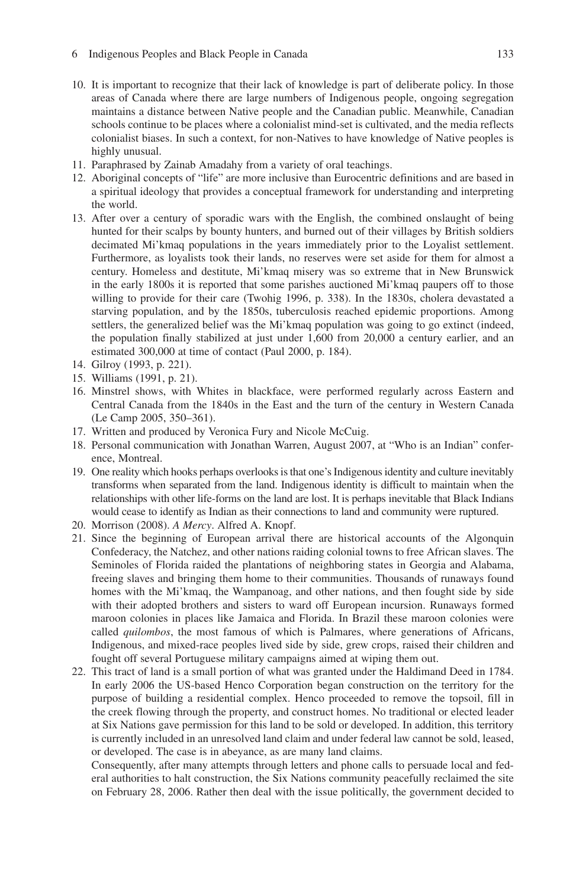10. It is important to recognize that their lack of knowledge is part of deliberate policy. In those areas of Canada where there are large numbers of Indigenous people, ongoing segregation maintains a distance between Native people and the Canadian public. Meanwhile, Canadian schools continue to be places where a colonialist mind-set is cultivated, and the media reflects colonialist biases. In such a context, for non-Natives to have knowledge of Native peoples is highly unusual.
11. Paraphrased by Zainab Amadahy from a variety of oral teachings.
12. Aboriginal concepts of "life" are more inclusive than Eurocentric definitions and are based in a spiritual ideology that provides a conceptual framework for understanding and interpreting the world.
13. After over a century of sporadic wars with the English, the combined onslaught of being hunted for their scalps by bounty hunters, and burned out of their villages by British soldiers decimated Mi'kmaq populations in the years immediately prior to the Loyalist settlement. Furthermore, as loyalists took their lands, no reserves were set aside for them for almost a century. Homeless and destitute, Mi'kmaq misery was so extreme that in New Brunswick in the early 1800s it is reported that some parishes auctioned Mi'kmaq paupers off to those willing to provide for their care (Twohig 1996, p. 338). In the 1830s, cholera devastated a starving population, and by the 1850s, tuberculosis reached epidemic proportions. Among settlers, the generalized belief was the Mi'kmaq population was going to go extinct (indeed, the population finally stabilized at just under 1,600 from 20,000 a century earlier, and an estimated 300,000 at time of contact (Paul 2000, p. 184).
14. Gilroy (1993, p. 221).
15. Williams (1991, p. 21).
16. Minstrel shows, with Whites in blackface, were performed regularly across Eastern and Central Canada from the 1840s in the East and the turn of the century in Western Canada (Le Camp 2005, 350–361).
17. Written and produced by Veronica Fury and Nicole McCuig.
18. Personal communication with Jonathan Warren, August 2007, at "Who is an Indian" conference, Montreal.
19. One reality which hooks perhaps overlooks is that one's Indigenous identity and culture inevitably transforms when separated from the land. Indigenous identity is difficult to maintain when the relationships with other life-forms on the land are lost. It is perhaps inevitable that Black Indians would cease to identify as Indian as their connections to land and community were ruptured.
20. Morrison (2008). *A Mercy*. Alfred A. Knopf.
21. Since the beginning of European arrival there are historical accounts of the Algonquin Confederacy, the Natchez, and other nations raiding colonial towns to free African slaves. The Seminoles of Florida raided the plantations of neighboring states in Georgia and Alabama, freeing slaves and bringing them home to their communities. Thousands of runaways found homes with the Mi'kmaq, the Wampanoag, and other nations, and then fought side by side with their adopted brothers and sisters to ward off European incursion. Runaways formed maroon colonies in places like Jamaica and Florida. In Brazil these maroon colonies were called *quilombos*, the most famous of which is Palmares, where generations of Africans, Indigenous, and mixed-race peoples lived side by side, grew crops, raised their children and fought off several Portuguese military campaigns aimed at wiping them out.
22. This tract of land is a small portion of what was granted under the Haldimand Deed in 1784. In early 2006 the US-based Henco Corporation began construction on the territory for the purpose of building a residential complex. Henco proceeded to remove the topsoil, fill in the creek flowing through the property, and construct homes. No traditional or elected leader at Six Nations gave permission for this land to be sold or developed. In addition, this territory is currently included in an unresolved land claim and under federal law cannot be sold, leased, or developed. The case is in abeyance, as are many land claims.

    Consequently, after many attempts through letters and phone calls to persuade local and federal authorities to halt construction, the Six Nations community peacefully reclaimed the site on February 28, 2006. Rather then deal with the issue politically, the government decided to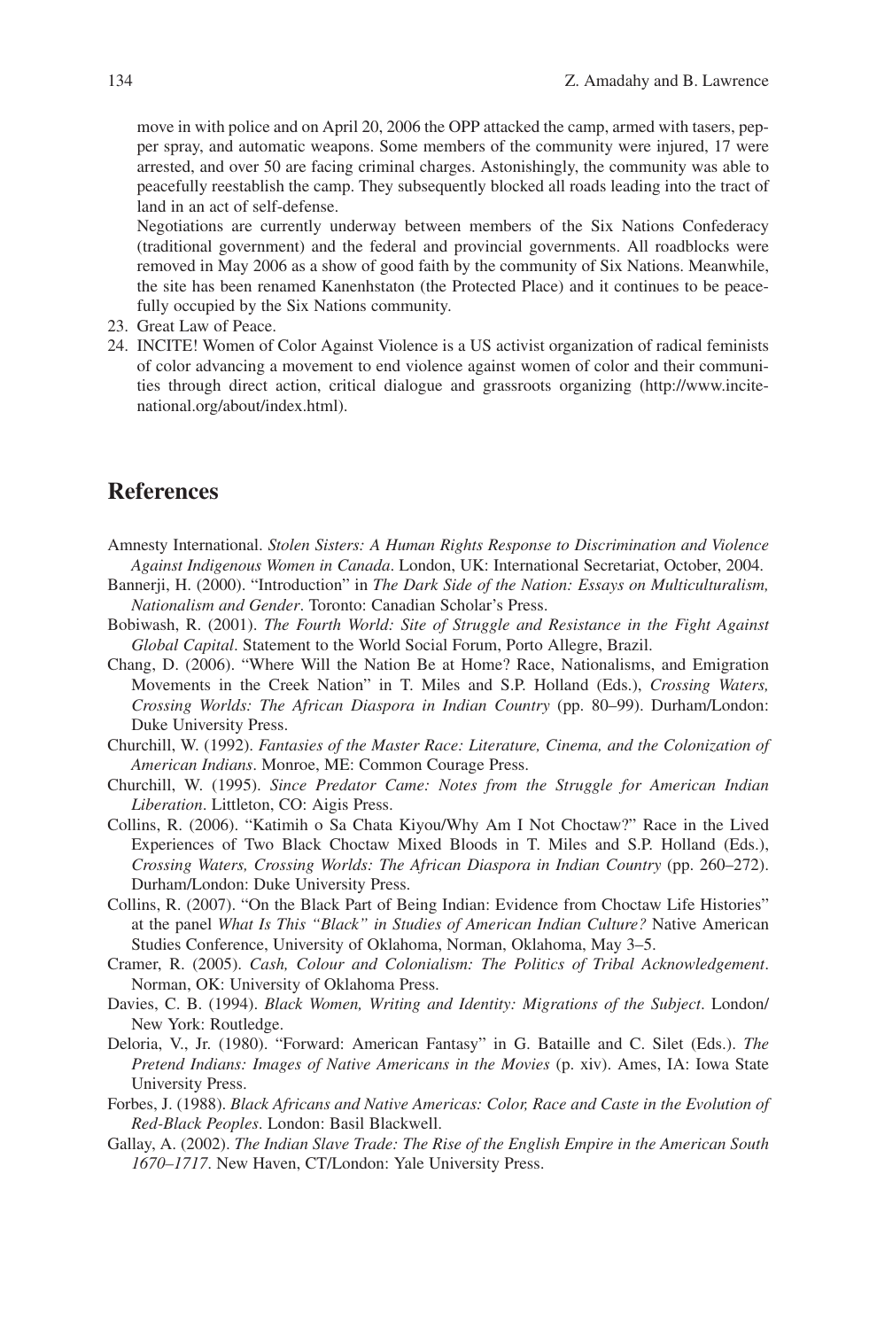move in with police and on April 20, 2006 the OPP attacked the camp, armed with tasers, pepper spray, and automatic weapons. Some members of the community were injured, 17 were arrested, and over 50 are facing criminal charges. Astonishingly, the community was able to peacefully reestablish the camp. They subsequently blocked all roads leading into the tract of land in an act of self-defense.

Negotiations are currently underway between members of the Six Nations Confederacy (traditional government) and the federal and provincial governments. All roadblocks were removed in May 2006 as a show of good faith by the community of Six Nations. Meanwhile, the site has been renamed Kanenhstaton (the Protected Place) and it continues to be peacefully occupied by the Six Nations community.

23. Great Law of Peace.
24. INCITE! Women of Color Against Violence is a US activist organization of radical feminists of color advancing a movement to end violence against women of color and their communities through direct action, critical dialogue and grassroots organizing (http://www.incite-national.org/about/index.html).

## References

Amnesty International. *Stolen Sisters: A Human Rights Response to Discrimination and Violence Against Indigenous Women in Canada*. London, UK: International Secretariat, October, 2004.

Bannerji, H. (2000). "Introduction" in *The Dark Side of the Nation: Essays on Multiculturalism, Nationalism and Gender*. Toronto: Canadian Scholar's Press.

Bobiwash, R. (2001). *The Fourth World: Site of Struggle and Resistance in the Fight Against Global Capital*. Statement to the World Social Forum, Porto Allegre, Brazil.

Chang, D. (2006). "Where Will the Nation Be at Home? Race, Nationalisms, and Emigration Movements in the Creek Nation" in T. Miles and S.P. Holland (Eds.), *Crossing Waters, Crossing Worlds: The African Diaspora in Indian Country* (pp. 80–99). Durham/London: Duke University Press.

Churchill, W. (1992). *Fantasies of the Master Race: Literature, Cinema, and the Colonization of American Indians*. Monroe, ME: Common Courage Press.

Churchill, W. (1995). *Since Predator Came: Notes from the Struggle for American Indian Liberation*. Littleton, CO: Aigis Press.

Collins, R. (2006). "Katimih o Sa Chata Kiyou/Why Am I Not Choctaw?" Race in the Lived Experiences of Two Black Choctaw Mixed Bloods in T. Miles and S.P. Holland (Eds.), *Crossing Waters, Crossing Worlds: The African Diaspora in Indian Country* (pp. 260–272). Durham/London: Duke University Press.

Collins, R. (2007). "On the Black Part of Being Indian: Evidence from Choctaw Life Histories" at the panel *What Is This "Black" in Studies of American Indian Culture?* Native American Studies Conference, University of Oklahoma, Norman, Oklahoma, May 3–5.

Cramer, R. (2005). *Cash, Colour and Colonialism: The Politics of Tribal Acknowledgement*. Norman, OK: University of Oklahoma Press.

Davies, C. B. (1994). *Black Women, Writing and Identity: Migrations of the Subject*. London/New York: Routledge.

Deloria, V., Jr. (1980). "Forward: American Fantasy" in G. Bataille and C. Silet (Eds.). *The Pretend Indians: Images of Native Americans in the Movies* (p. xiv). Ames, IA: Iowa State University Press.

Forbes, J. (1988). *Black Africans and Native Americas: Color, Race and Caste in the Evolution of Red-Black Peoples*. London: Basil Blackwell.

Gallay, A. (2002). *The Indian Slave Trade: The Rise of the English Empire in the American South 1670–1717*. New Haven, CT/London: Yale University Press.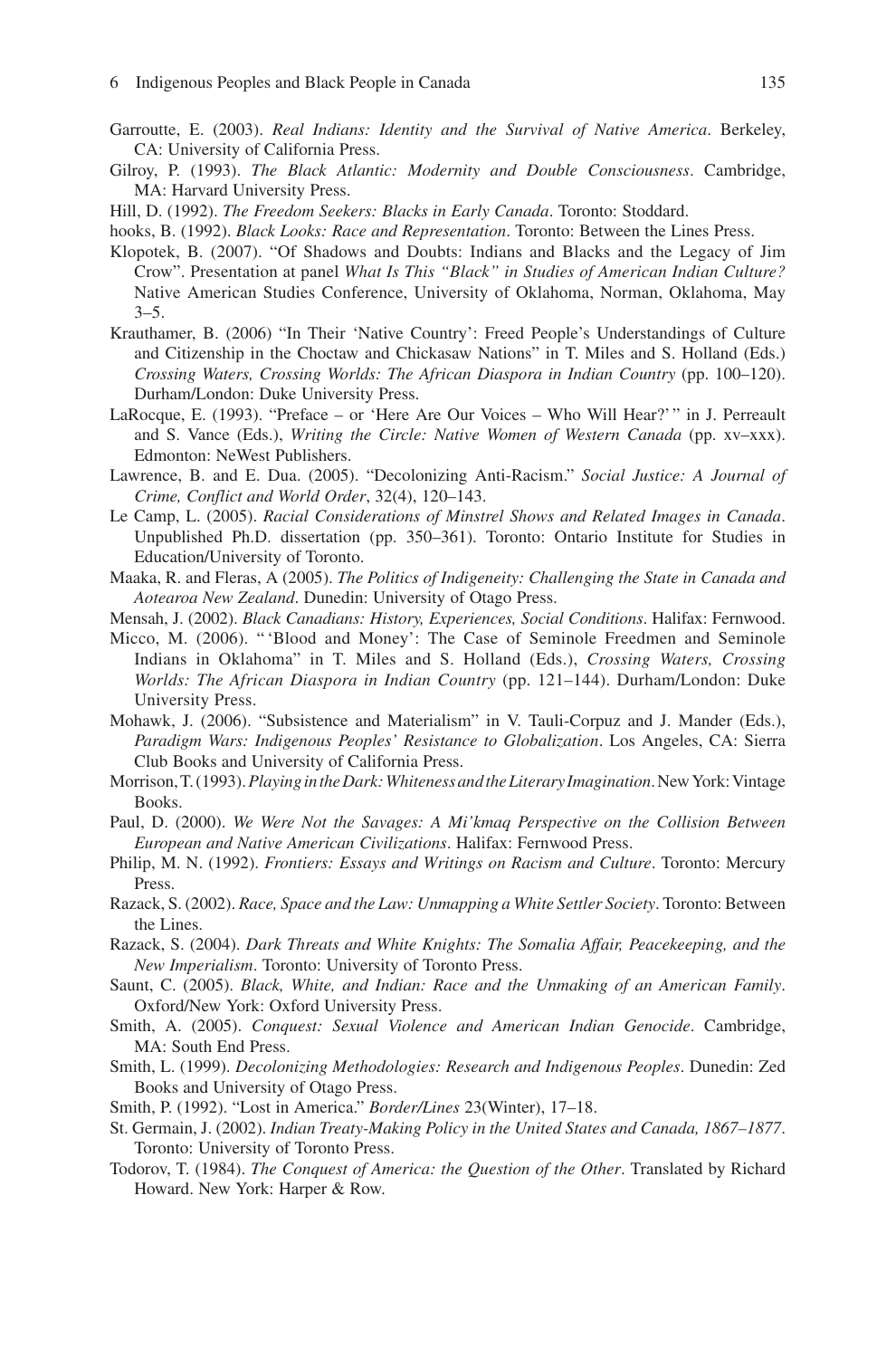Garroutte, E. (2003). *Real Indians: Identity and the Survival of Native America*. Berkeley, CA: University of California Press.

Gilroy, P. (1993). *The Black Atlantic: Modernity and Double Consciousness*. Cambridge, MA: Harvard University Press.

Hill, D. (1992). *The Freedom Seekers: Blacks in Early Canada*. Toronto: Stoddard.

hooks, B. (1992). *Black Looks: Race and Representation*. Toronto: Between the Lines Press.

Klopotek, B. (2007). "Of Shadows and Doubts: Indians and Blacks and the Legacy of Jim Crow". Presentation at panel *What Is This "Black" in Studies of American Indian Culture?* Native American Studies Conference, University of Oklahoma, Norman, Oklahoma, May 3–5.

Krauthamer, B. (2006) "In Their 'Native Country': Freed People's Understandings of Culture and Citizenship in the Choctaw and Chickasaw Nations" in T. Miles and S. Holland (Eds.) *Crossing Waters, Crossing Worlds: The African Diaspora in Indian Country* (pp. 100–120). Durham/London: Duke University Press.

LaRocque, E. (1993). "Preface – or 'Here Are Our Voices – Who Will Hear?' " in J. Perreault and S. Vance (Eds.), *Writing the Circle: Native Women of Western Canada* (pp. xv–xxx). Edmonton: NeWest Publishers.

Lawrence, B. and E. Dua. (2005). "Decolonizing Anti-Racism." *Social Justice: A Journal of Crime, Conflict and World Order*, 32(4), 120–143.

Le Camp, L. (2005). *Racial Considerations of Minstrel Shows and Related Images in Canada*. Unpublished Ph.D. dissertation (pp. 350–361). Toronto: Ontario Institute for Studies in Education/University of Toronto.

Maaka, R. and Fleras, A (2005). *The Politics of Indigeneity: Challenging the State in Canada and Aotearoa New Zealand*. Dunedin: University of Otago Press.

Mensah, J. (2002). *Black Canadians: History, Experiences, Social Conditions*. Halifax: Fernwood.

Micco, M. (2006). " 'Blood and Money': The Case of Seminole Freedmen and Seminole Indians in Oklahoma" in T. Miles and S. Holland (Eds.), *Crossing Waters, Crossing Worlds: The African Diaspora in Indian Country* (pp. 121–144). Durham/London: Duke University Press.

Mohawk, J. (2006). "Subsistence and Materialism" in V. Tauli-Corpuz and J. Mander (Eds.), *Paradigm Wars: Indigenous Peoples' Resistance to Globalization*. Los Angeles, CA: Sierra Club Books and University of California Press.

Morrison, T. (1993). *Playing in the Dark: Whiteness and the Literary Imagination*. New York: Vintage Books.

Paul, D. (2000). *We Were Not the Savages: A Mi'kmaq Perspective on the Collision Between European and Native American Civilizations*. Halifax: Fernwood Press.

Philip, M. N. (1992). *Frontiers: Essays and Writings on Racism and Culture*. Toronto: Mercury Press.

Razack, S. (2002). *Race, Space and the Law: Unmapping a White Settler Society*. Toronto: Between the Lines.

Razack, S. (2004). *Dark Threats and White Knights: The Somalia Affair, Peacekeeping, and the New Imperialism*. Toronto: University of Toronto Press.

Saunt, C. (2005). *Black, White, and Indian: Race and the Unmaking of an American Family*. Oxford/New York: Oxford University Press.

Smith, A. (2005). *Conquest: Sexual Violence and American Indian Genocide*. Cambridge, MA: South End Press.

Smith, L. (1999). *Decolonizing Methodologies: Research and Indigenous Peoples*. Dunedin: Zed Books and University of Otago Press.

Smith, P. (1992). "Lost in America." *Border/Lines* 23(Winter), 17–18.

St. Germain, J. (2002). *Indian Treaty-Making Policy in the United States and Canada, 1867–1877*. Toronto: University of Toronto Press.

Todorov, T. (1984). *The Conquest of America: the Question of the Other*. Translated by Richard Howard. New York: Harper & Row.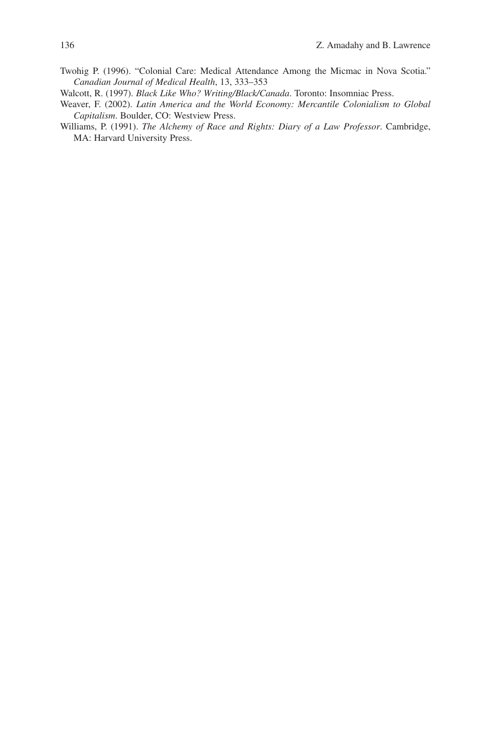Twohig P. (1996). "Colonial Care: Medical Attendance Among the Micmac in Nova Scotia." *Canadian Journal of Medical Health*, 13, 333–353

Walcott, R. (1997). *Black Like Who? Writing/Black/Canada*. Toronto: Insomniac Press.

Weaver, F. (2002). *Latin America and the World Economy: Mercantile Colonialism to Global Capitalism*. Boulder, CO: Westview Press.

Williams, P. (1991). *The Alchemy of Race and Rights: Diary of a Law Professor*. Cambridge, MA: Harvard University Press.